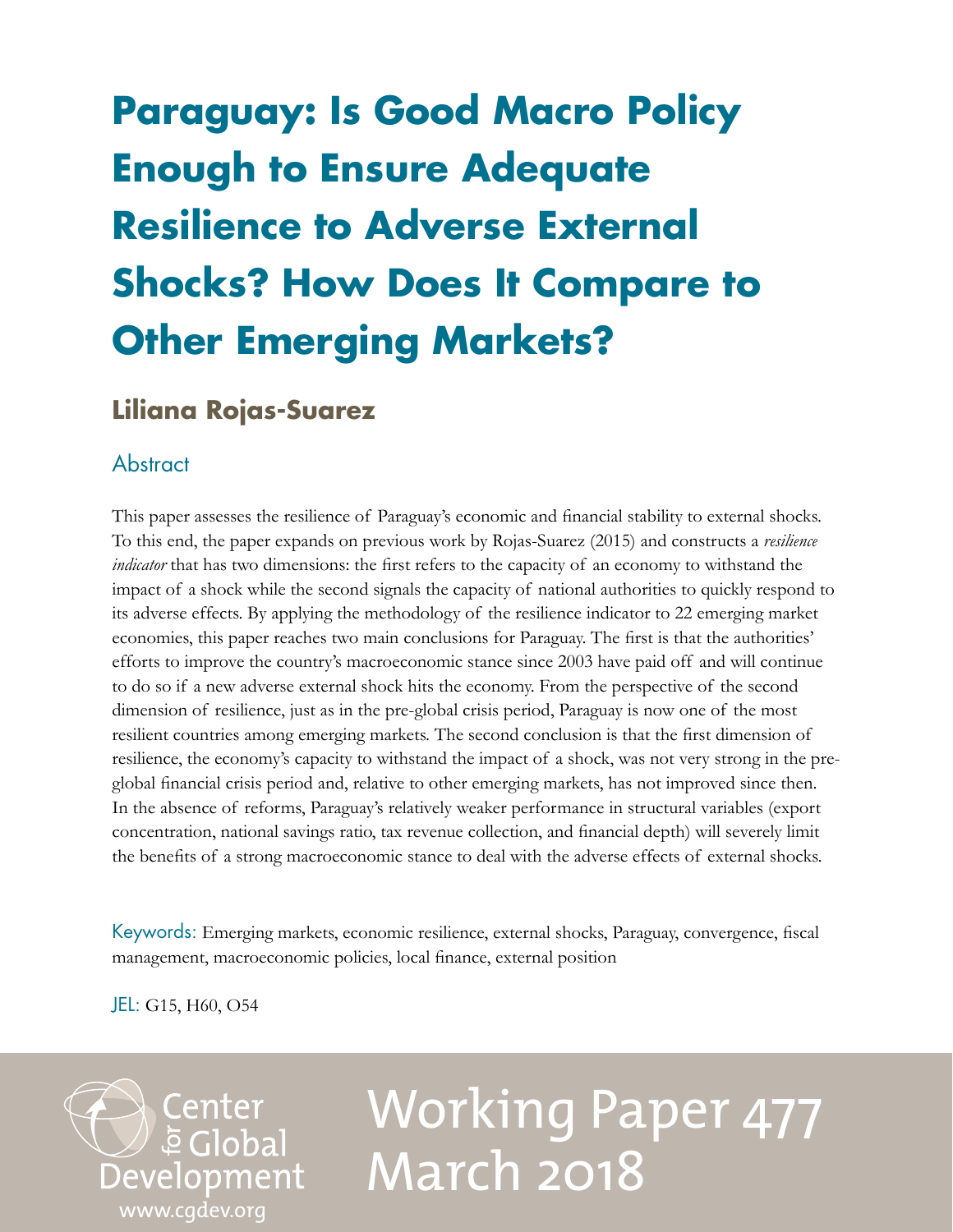# Paraguay: Is Good Macro Policy Enough to Ensure Adequate Resilience to Adverse External Shocks? How Does It Compare to Other Emerging Markets?

## Liliana Rojas-Suarez

### Abstract

This paper assesses the resilience of Paraguay's economic and financial stability to external shocks. To this end, the paper expands on previous work by Rojas-Suarez (2015) and constructs a *resilience indicator* that has two dimensions: the first refers to the capacity of an economy to withstand the impact of a shock while the second signals the capacity of national authorities to quickly respond to its adverse effects. By applying the methodology of the resilience indicator to 22 emerging market economies, this paper reaches two main conclusions for Paraguay. The first is that the authorities' efforts to improve the country's macroeconomic stance since 2003 have paid off and will continue to do so if a new adverse external shock hits the economy. From the perspective of the second dimension of resilience, just as in the pre-global crisis period, Paraguay is now one of the most resilient countries among emerging markets. The second conclusion is that the first dimension of resilience, the economy's capacity to withstand the impact of a shock, was not very strong in the pre-global financial crisis period and, relative to other emerging markets, has not improved since then. In the absence of reforms, Paraguay's relatively weaker performance in structural variables (export concentration, national savings ratio, tax revenue collection, and financial depth) will severely limit the benefits of a strong macroeconomic stance to deal with the adverse effects of external shocks.

Keywords: Emerging markets, economic resilience, external shocks, Paraguay, convergence, fiscal management, macroeconomic policies, local finance, external position

JEL: G15, H60, O54

Center for Global Development
www.cgdev.org

Working Paper 477
March 2018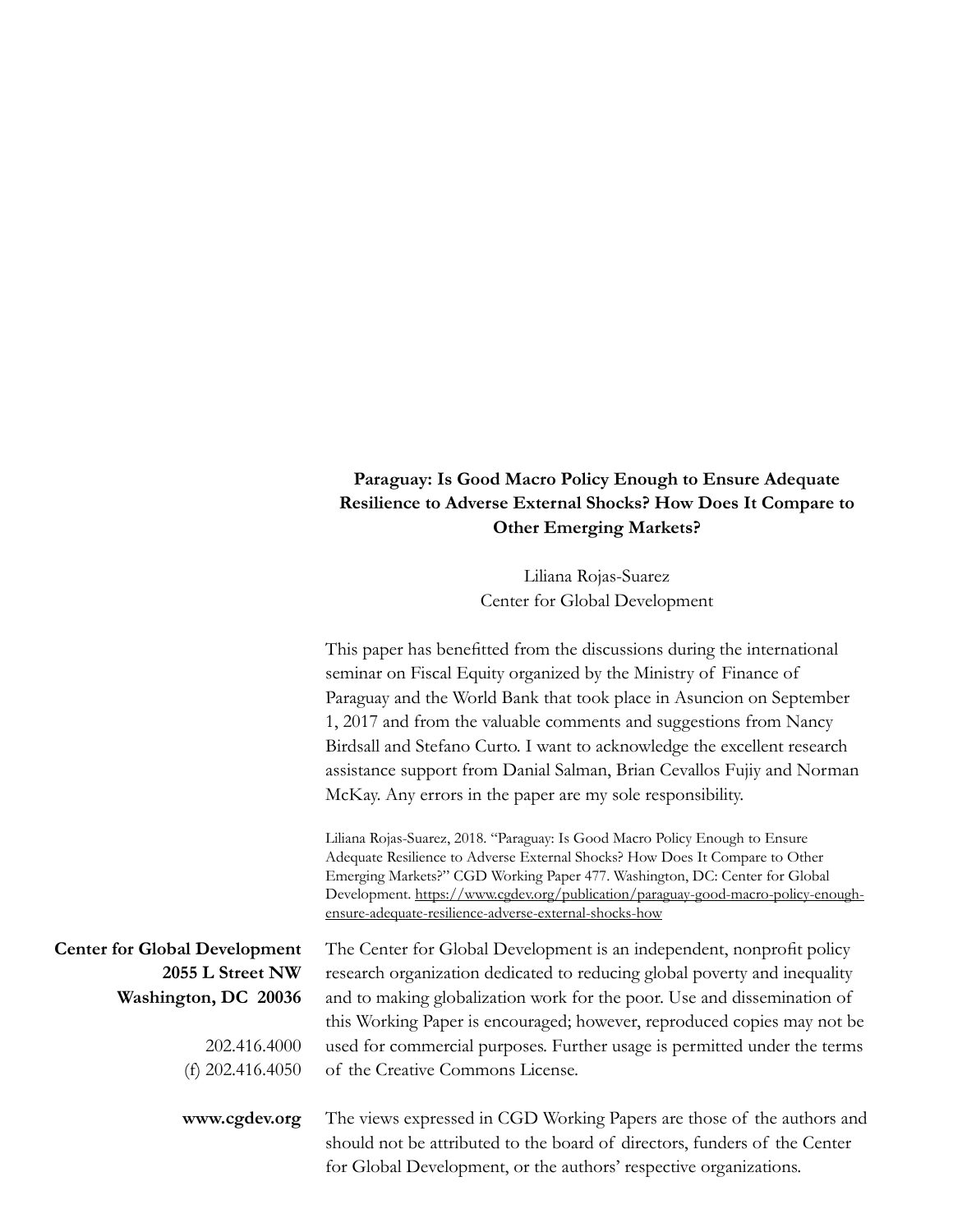**Paraguay: Is Good Macro Policy Enough to Ensure Adequate Resilience to Adverse External Shocks? How Does It Compare to Other Emerging Markets?**

Liliana Rojas-Suarez
Center for Global Development

This paper has benefitted from the discussions during the international seminar on Fiscal Equity organized by the Ministry of Finance of Paraguay and the World Bank that took place in Asuncion on September 1, 2017 and from the valuable comments and suggestions from Nancy Birdsall and Stefano Curto. I want to acknowledge the excellent research assistance support from Danial Salman, Brian Cevallos Fujiy and Norman McKay. Any errors in the paper are my sole responsibility.

Liliana Rojas-Suarez, 2018. "Paraguay: Is Good Macro Policy Enough to Ensure Adequate Resilience to Adverse External Shocks? How Does It Compare to Other Emerging Markets?" CGD Working Paper 477. Washington, DC: Center for Global Development. https://www.cgdev.org/publication/paraguay-good-macro-policy-enough-ensure-adequate-resilience-adverse-external-shocks-how

**Center for Global Development**
**2055 L Street NW**
**Washington, DC 20036**

202.416.4000
(f) 202.416.4050

**www.cgdev.org**

The Center for Global Development is an independent, nonprofit policy research organization dedicated to reducing global poverty and inequality and to making globalization work for the poor. Use and dissemination of this Working Paper is encouraged; however, reproduced copies may not be used for commercial purposes. Further usage is permitted under the terms of the Creative Commons License.

The views expressed in CGD Working Papers are those of the authors and should not be attributed to the board of directors, funders of the Center for Global Development, or the authors' respective organizations.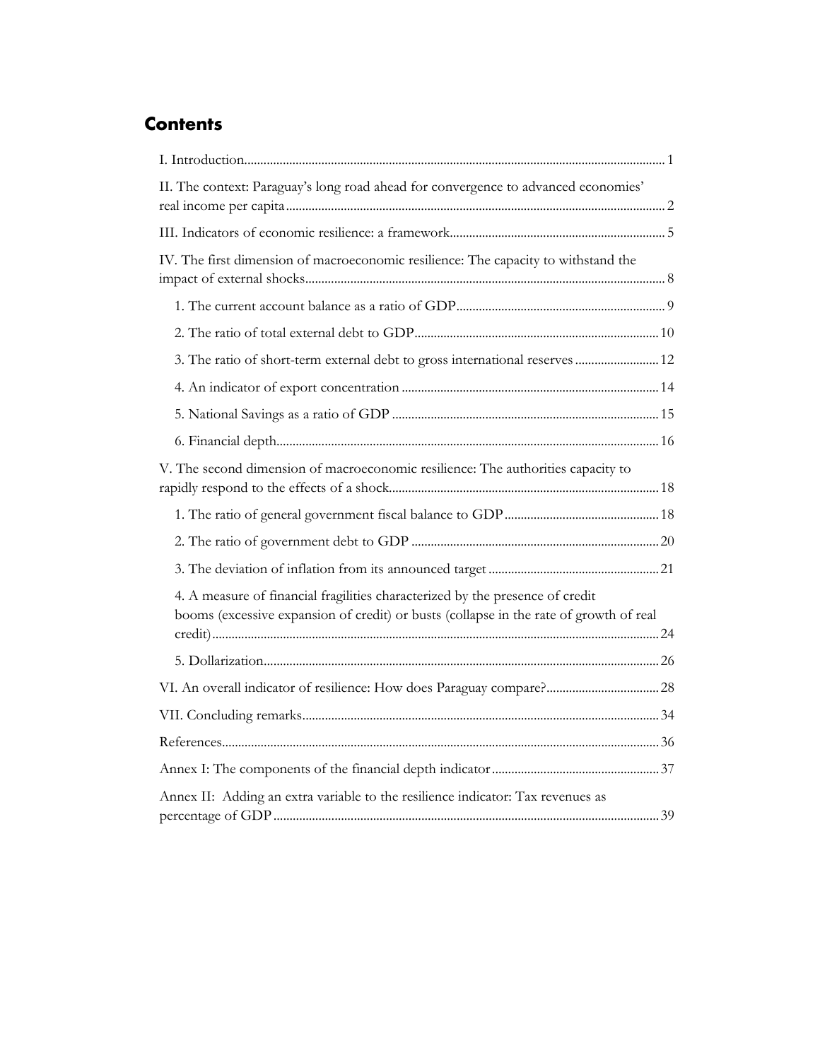# Contents

I. Introduction ..... 1

II. The context: Paraguay's long road ahead for convergence to advanced economies' real income per capita ..... 2

III. Indicators of economic resilience: a framework ..... 5

IV. The first dimension of macroeconomic resilience: The capacity to withstand the impact of external shocks ..... 8

- 1. The current account balance as a ratio of GDP ..... 9
- 2. The ratio of total external debt to GDP ..... 10
- 3. The ratio of short-term external debt to gross international reserves ..... 12
- 4. An indicator of export concentration ..... 14
- 5. National Savings as a ratio of GDP ..... 15
- 6. Financial depth ..... 16

V. The second dimension of macroeconomic resilience: The authorities capacity to rapidly respond to the effects of a shock ..... 18

- 1. The ratio of general government fiscal balance to GDP ..... 18
- 2. The ratio of government debt to GDP ..... 20
- 3. The deviation of inflation from its announced target ..... 21
- 4. A measure of financial fragilities characterized by the presence of credit booms (excessive expansion of credit) or busts (collapse in the rate of growth of real credit) ..... 24
- 5. Dollarization ..... 26

VI. An overall indicator of resilience: How does Paraguay compare? ..... 28

VII. Concluding remarks ..... 34

References ..... 36

Annex I: The components of the financial depth indicator ..... 37

Annex II: Adding an extra variable to the resilience indicator: Tax revenues as percentage of GDP ..... 39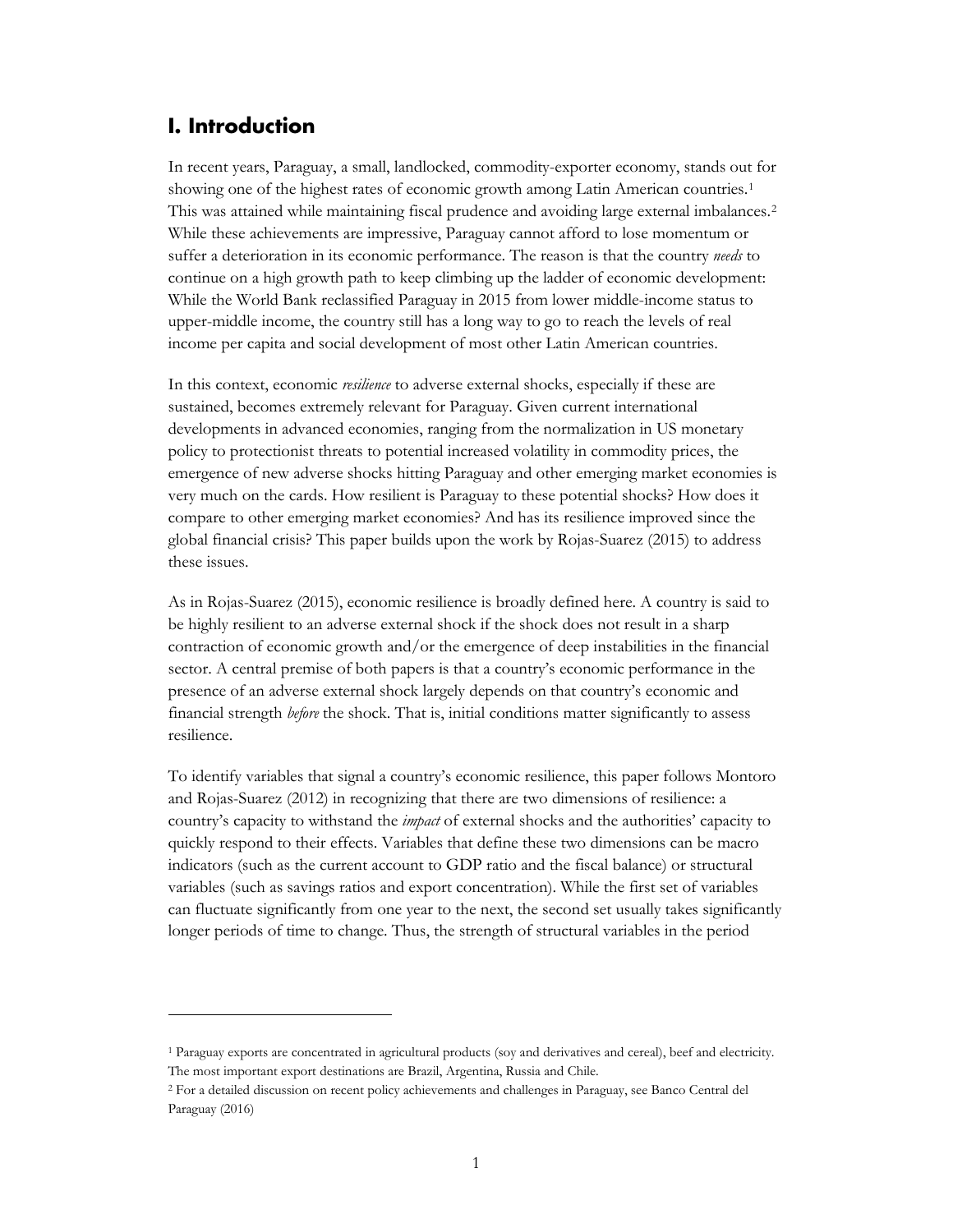## I. Introduction

In recent years, Paraguay, a small, landlocked, commodity-exporter economy, stands out for showing one of the highest rates of economic growth among Latin American countries.[1] This was attained while maintaining fiscal prudence and avoiding large external imbalances.[2] While these achievements are impressive, Paraguay cannot afford to lose momentum or suffer a deterioration in its economic performance. The reason is that the country *needs* to continue on a high growth path to keep climbing up the ladder of economic development: While the World Bank reclassified Paraguay in 2015 from lower middle-income status to upper-middle income, the country still has a long way to go to reach the levels of real income per capita and social development of most other Latin American countries.

In this context, economic *resilience* to adverse external shocks, especially if these are sustained, becomes extremely relevant for Paraguay. Given current international developments in advanced economies, ranging from the normalization in US monetary policy to protectionist threats to potential increased volatility in commodity prices, the emergence of new adverse shocks hitting Paraguay and other emerging market economies is very much on the cards. How resilient is Paraguay to these potential shocks? How does it compare to other emerging market economies? And has its resilience improved since the global financial crisis? This paper builds upon the work by Rojas-Suarez (2015) to address these issues.

As in Rojas-Suarez (2015), economic resilience is broadly defined here. A country is said to be highly resilient to an adverse external shock if the shock does not result in a sharp contraction of economic growth and/or the emergence of deep instabilities in the financial sector. A central premise of both papers is that a country's economic performance in the presence of an adverse external shock largely depends on that country's economic and financial strength *before* the shock. That is, initial conditions matter significantly to assess resilience.

To identify variables that signal a country's economic resilience, this paper follows Montoro and Rojas-Suarez (2012) in recognizing that there are two dimensions of resilience: a country's capacity to withstand the *impact* of external shocks and the authorities' capacity to quickly respond to their effects. Variables that define these two dimensions can be macro indicators (such as the current account to GDP ratio and the fiscal balance) or structural variables (such as savings ratios and export concentration). While the first set of variables can fluctuate significantly from one year to the next, the second set usually takes significantly longer periods of time to change. Thus, the strength of structural variables in the period

---

[1] Paraguay exports are concentrated in agricultural products (soy and derivatives and cereal), beef and electricity. The most important export destinations are Brazil, Argentina, Russia and Chile.

[2] For a detailed discussion on recent policy achievements and challenges in Paraguay, see Banco Central del Paraguay (2016)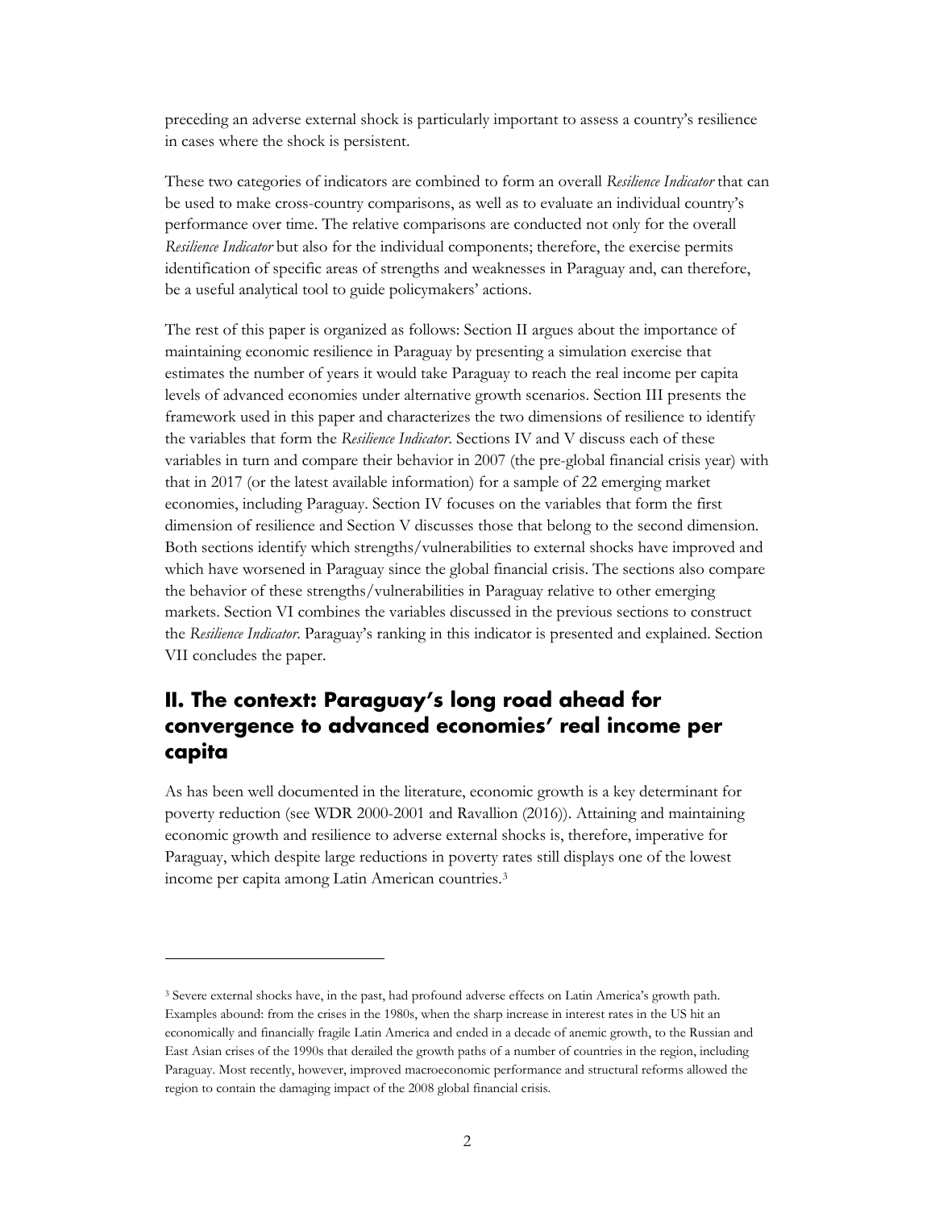preceding an adverse external shock is particularly important to assess a country's resilience in cases where the shock is persistent.

These two categories of indicators are combined to form an overall *Resilience Indicator* that can be used to make cross-country comparisons, as well as to evaluate an individual country's performance over time. The relative comparisons are conducted not only for the overall *Resilience Indicator* but also for the individual components; therefore, the exercise permits identification of specific areas of strengths and weaknesses in Paraguay and, can therefore, be a useful analytical tool to guide policymakers' actions.

The rest of this paper is organized as follows: Section II argues about the importance of maintaining economic resilience in Paraguay by presenting a simulation exercise that estimates the number of years it would take Paraguay to reach the real income per capita levels of advanced economies under alternative growth scenarios. Section III presents the framework used in this paper and characterizes the two dimensions of resilience to identify the variables that form the *Resilience Indicator*. Sections IV and V discuss each of these variables in turn and compare their behavior in 2007 (the pre-global financial crisis year) with that in 2017 (or the latest available information) for a sample of 22 emerging market economies, including Paraguay. Section IV focuses on the variables that form the first dimension of resilience and Section V discusses those that belong to the second dimension. Both sections identify which strengths/vulnerabilities to external shocks have improved and which have worsened in Paraguay since the global financial crisis. The sections also compare the behavior of these strengths/vulnerabilities in Paraguay relative to other emerging markets. Section VI combines the variables discussed in the previous sections to construct the *Resilience Indicator*. Paraguay's ranking in this indicator is presented and explained. Section VII concludes the paper.

## II. The context: Paraguay's long road ahead for convergence to advanced economies' real income per capita

As has been well documented in the literature, economic growth is a key determinant for poverty reduction (see WDR 2000-2001 and Ravallion (2016)). Attaining and maintaining economic growth and resilience to adverse external shocks is, therefore, imperative for Paraguay, which despite large reductions in poverty rates still displays one of the lowest income per capita among Latin American countries.[3]

[3] Severe external shocks have, in the past, had profound adverse effects on Latin America's growth path. Examples abound: from the crises in the 1980s, when the sharp increase in interest rates in the US hit an economically and financially fragile Latin America and ended in a decade of anemic growth, to the Russian and East Asian crises of the 1990s that derailed the growth paths of a number of countries in the region, including Paraguay. Most recently, however, improved macroeconomic performance and structural reforms allowed the region to contain the damaging impact of the 2008 global financial crisis.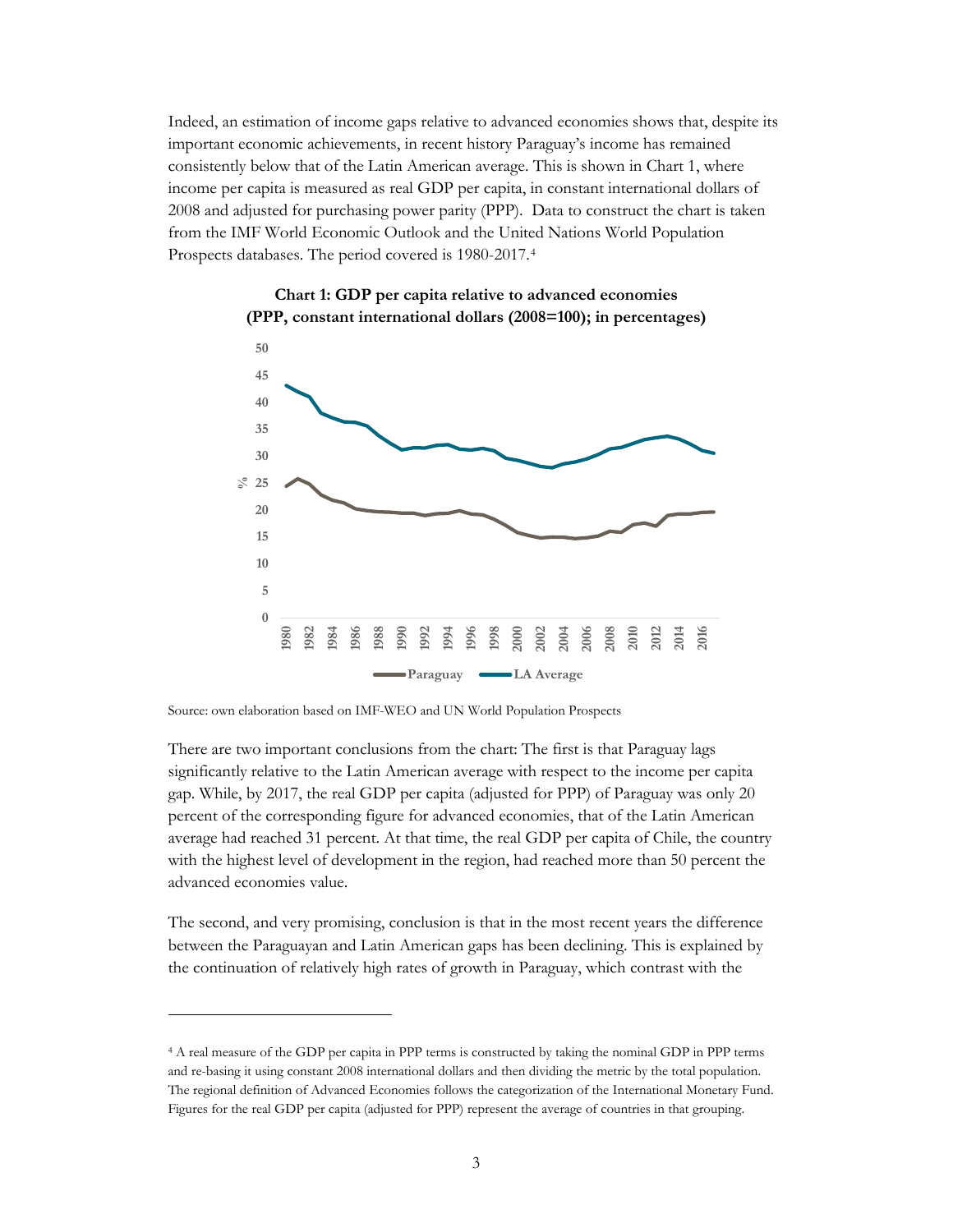Indeed, an estimation of income gaps relative to advanced economies shows that, despite its important economic achievements, in recent history Paraguay's income has remained consistently below that of the Latin American average. This is shown in Chart 1, where income per capita is measured as real GDP per capita, in constant international dollars of 2008 and adjusted for purchasing power parity (PPP). Data to construct the chart is taken from the IMF World Economic Outlook and the United Nations World Population Prospects databases. The period covered is 1980-2017.[4]

**Chart 1: GDP per capita relative to advanced economies (PPP, constant international dollars (2008=100); in percentages)**

Source: own elaboration based on IMF-WEO and UN World Population Prospects

There are two important conclusions from the chart: The first is that Paraguay lags significantly relative to the Latin American average with respect to the income per capita gap. While, by 2017, the real GDP per capita (adjusted for PPP) of Paraguay was only 20 percent of the corresponding figure for advanced economies, that of the Latin American average had reached 31 percent. At that time, the real GDP per capita of Chile, the country with the highest level of development in the region, had reached more than 50 percent the advanced economies value.

The second, and very promising, conclusion is that in the most recent years the difference between the Paraguayan and Latin American gaps has been declining. This is explained by the continuation of relatively high rates of growth in Paraguay, which contrast with the

[4] A real measure of the GDP per capita in PPP terms is constructed by taking the nominal GDP in PPP terms and re-basing it using constant 2008 international dollars and then dividing the metric by the total population. The regional definition of Advanced Economies follows the categorization of the International Monetary Fund. Figures for the real GDP per capita (adjusted for PPP) represent the average of countries in that grouping.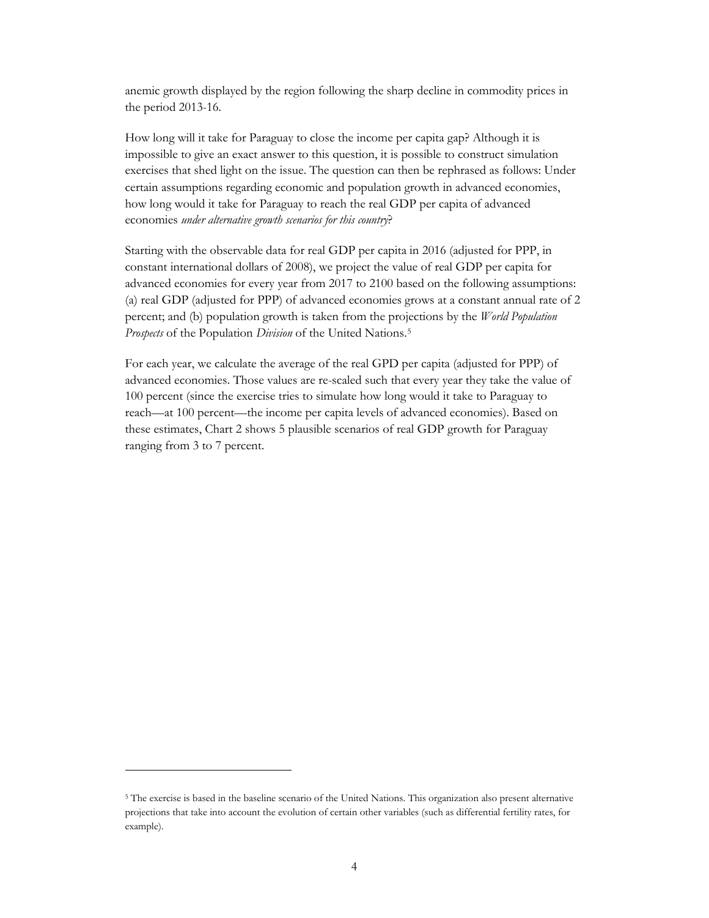anemic growth displayed by the region following the sharp decline in commodity prices in the period 2013-16.

How long will it take for Paraguay to close the income per capita gap? Although it is impossible to give an exact answer to this question, it is possible to construct simulation exercises that shed light on the issue. The question can then be rephrased as follows: Under certain assumptions regarding economic and population growth in advanced economies, how long would it take for Paraguay to reach the real GDP per capita of advanced economies *under alternative growth scenarios for this country*?

Starting with the observable data for real GDP per capita in 2016 (adjusted for PPP, in constant international dollars of 2008), we project the value of real GDP per capita for advanced economies for every year from 2017 to 2100 based on the following assumptions: (a) real GDP (adjusted for PPP) of advanced economies grows at a constant annual rate of 2 percent; and (b) population growth is taken from the projections by the *World Population Prospects* of the Population *Division* of the United Nations.[5]

For each year, we calculate the average of the real GPD per capita (adjusted for PPP) of advanced economies. Those values are re-scaled such that every year they take the value of 100 percent (since the exercise tries to simulate how long would it take to Paraguay to reach—at 100 percent—the income per capita levels of advanced economies). Based on these estimates, Chart 2 shows 5 plausible scenarios of real GDP growth for Paraguay ranging from 3 to 7 percent.

---

[5] The exercise is based in the baseline scenario of the United Nations. This organization also present alternative projections that take into account the evolution of certain other variables (such as differential fertility rates, for example).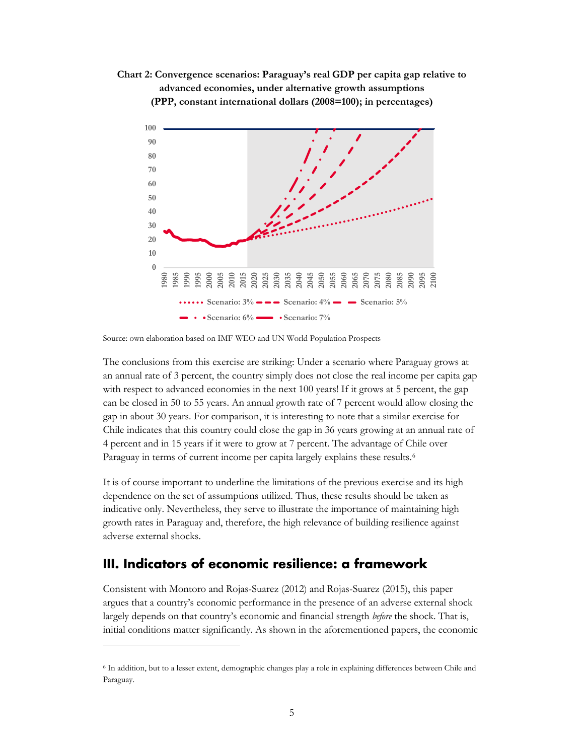**Chart 2: Convergence scenarios: Paraguay's real GDP per capita gap relative to advanced economies, under alternative growth assumptions (PPP, constant international dollars (2008=100); in percentages)**

Source: own elaboration based on IMF-WEO and UN World Population Prospects

The conclusions from this exercise are striking: Under a scenario where Paraguay grows at an annual rate of 3 percent, the country simply does not close the real income per capita gap with respect to advanced economies in the next 100 years! If it grows at 5 percent, the gap can be closed in 50 to 55 years. An annual growth rate of 7 percent would allow closing the gap in about 30 years. For comparison, it is interesting to note that a similar exercise for Chile indicates that this country could close the gap in 36 years growing at an annual rate of 4 percent and in 15 years if it were to grow at 7 percent. The advantage of Chile over Paraguay in terms of current income per capita largely explains these results.[6]

It is of course important to underline the limitations of the previous exercise and its high dependence on the set of assumptions utilized. Thus, these results should be taken as indicative only. Nevertheless, they serve to illustrate the importance of maintaining high growth rates in Paraguay and, therefore, the high relevance of building resilience against adverse external shocks.

## III. Indicators of economic resilience: a framework

Consistent with Montoro and Rojas-Suarez (2012) and Rojas-Suarez (2015), this paper argues that a country's economic performance in the presence of an adverse external shock largely depends on that country's economic and financial strength *before* the shock. That is, initial conditions matter significantly. As shown in the aforementioned papers, the economic

---

[6] In addition, but to a lesser extent, demographic changes play a role in explaining differences between Chile and Paraguay.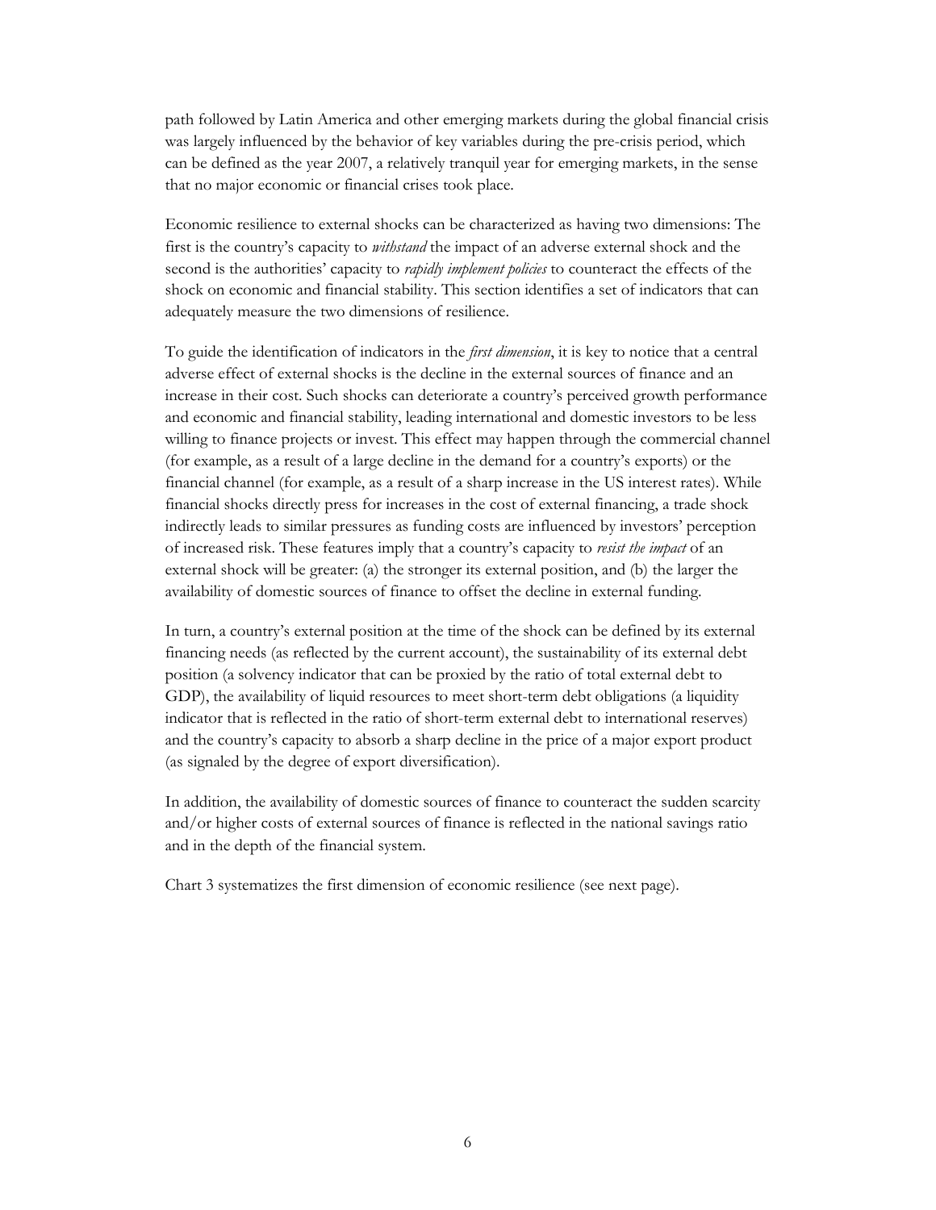path followed by Latin America and other emerging markets during the global financial crisis was largely influenced by the behavior of key variables during the pre-crisis period, which can be defined as the year 2007, a relatively tranquil year for emerging markets, in the sense that no major economic or financial crises took place.

Economic resilience to external shocks can be characterized as having two dimensions: The first is the country's capacity to *withstand* the impact of an adverse external shock and the second is the authorities' capacity to *rapidly implement policies* to counteract the effects of the shock on economic and financial stability. This section identifies a set of indicators that can adequately measure the two dimensions of resilience.

To guide the identification of indicators in the *first dimension*, it is key to notice that a central adverse effect of external shocks is the decline in the external sources of finance and an increase in their cost. Such shocks can deteriorate a country's perceived growth performance and economic and financial stability, leading international and domestic investors to be less willing to finance projects or invest. This effect may happen through the commercial channel (for example, as a result of a large decline in the demand for a country's exports) or the financial channel (for example, as a result of a sharp increase in the US interest rates). While financial shocks directly press for increases in the cost of external financing, a trade shock indirectly leads to similar pressures as funding costs are influenced by investors' perception of increased risk. These features imply that a country's capacity to *resist the impact* of an external shock will be greater: (a) the stronger its external position, and (b) the larger the availability of domestic sources of finance to offset the decline in external funding.

In turn, a country's external position at the time of the shock can be defined by its external financing needs (as reflected by the current account), the sustainability of its external debt position (a solvency indicator that can be proxied by the ratio of total external debt to GDP), the availability of liquid resources to meet short-term debt obligations (a liquidity indicator that is reflected in the ratio of short-term external debt to international reserves) and the country's capacity to absorb a sharp decline in the price of a major export product (as signaled by the degree of export diversification).

In addition, the availability of domestic sources of finance to counteract the sudden scarcity and/or higher costs of external sources of finance is reflected in the national savings ratio and in the depth of the financial system.

Chart 3 systematizes the first dimension of economic resilience (see next page).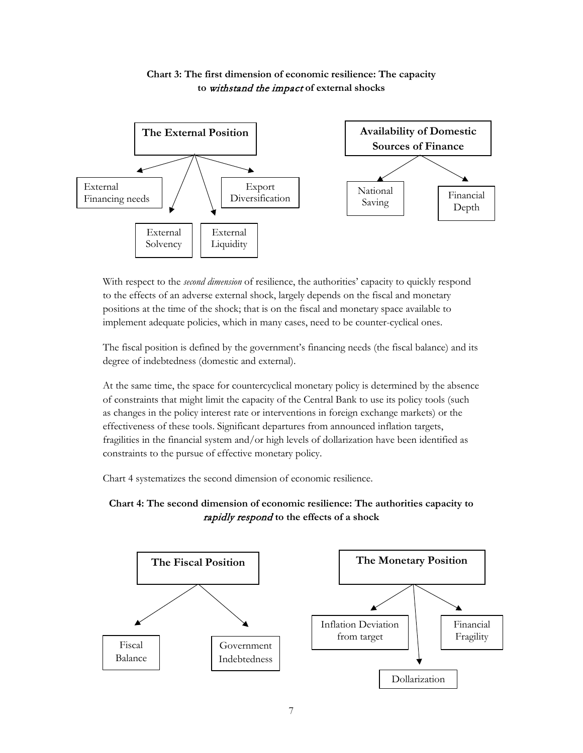**Chart 3: The first dimension of economic resilience: The capacity to *withstand the impact* of external shocks**

- **The External Position**
  - External Financing needs
  - External Solvency
  - External Liquidity
  - Export Diversification
- **Availability of Domestic Sources of Finance**
  - National Saving
  - Financial Depth

With respect to the *second dimension* of resilience, the authorities' capacity to quickly respond to the effects of an adverse external shock, largely depends on the fiscal and monetary positions at the time of the shock; that is on the fiscal and monetary space available to implement adequate policies, which in many cases, need to be counter-cyclical ones.

The fiscal position is defined by the government's financing needs (the fiscal balance) and its degree of indebtedness (domestic and external).

At the same time, the space for countercyclical monetary policy is determined by the absence of constraints that might limit the capacity of the Central Bank to use its policy tools (such as changes in the policy interest rate or interventions in foreign exchange markets) or the effectiveness of these tools. Significant departures from announced inflation targets, fragilities in the financial system and/or high levels of dollarization have been identified as constraints to the pursue of effective monetary policy.

Chart 4 systematizes the second dimension of economic resilience.

**Chart 4: The second dimension of economic resilience: The authorities capacity to *rapidly respond* to the effects of a shock**

- **The Fiscal Position**
  - Fiscal Balance
  - Government Indebtedness
- **The Monetary Position**
  - Inflation Deviation from target
  - Dollarization
  - Financial Fragility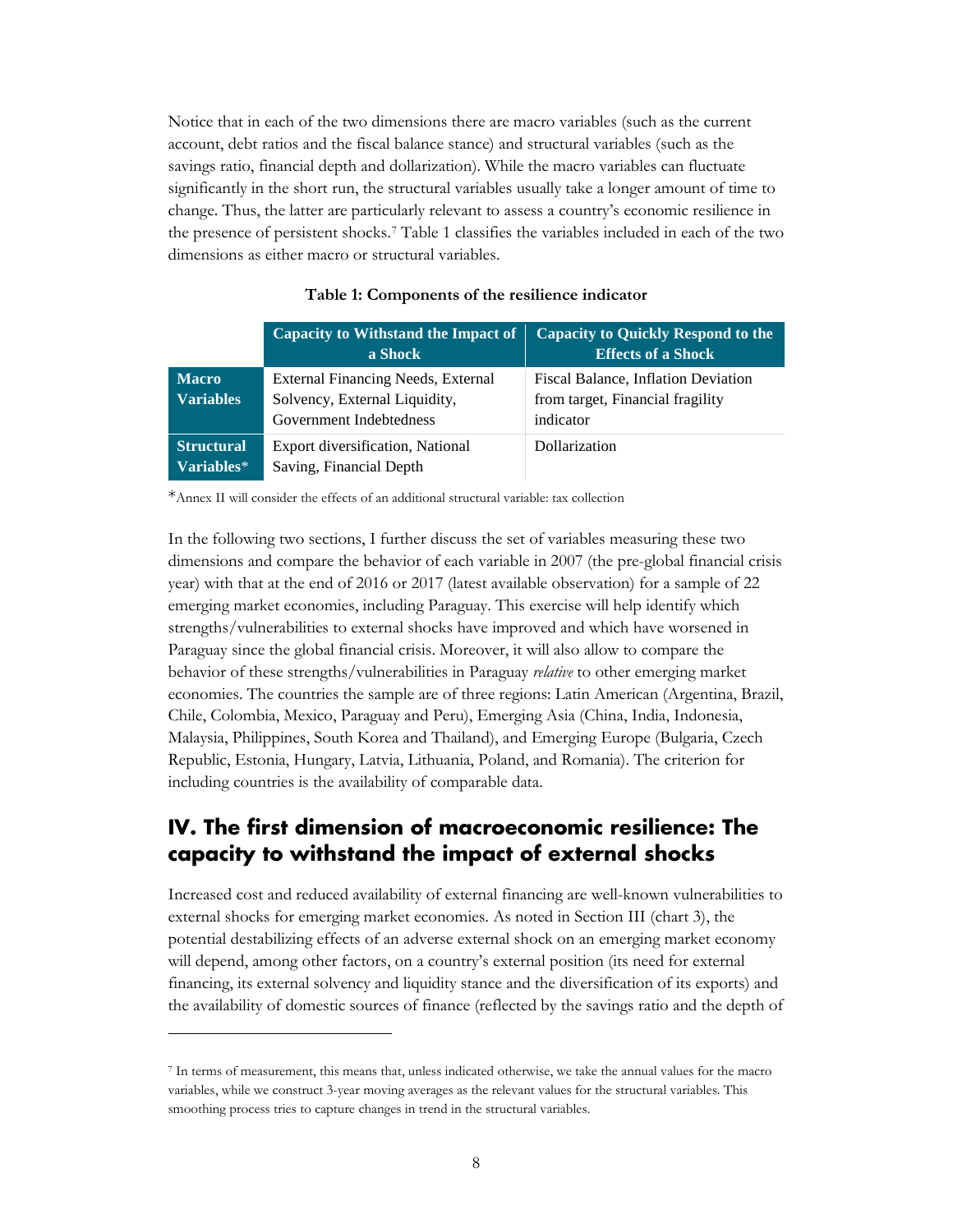Notice that in each of the two dimensions there are macro variables (such as the current account, debt ratios and the fiscal balance stance) and structural variables (such as the savings ratio, financial depth and dollarization). While the macro variables can fluctuate significantly in the short run, the structural variables usually take a longer amount of time to change. Thus, the latter are particularly relevant to assess a country's economic resilience in the presence of persistent shocks.[7] Table 1 classifies the variables included in each of the two dimensions as either macro or structural variables.

**Table 1: Components of the resilience indicator**

| | Capacity to Withstand the Impact of a Shock | Capacity to Quickly Respond to the Effects of a Shock |
|---|---|---|
| **Macro Variables** | External Financing Needs, External Solvency, External Liquidity, Government Indebtedness | Fiscal Balance, Inflation Deviation from target, Financial fragility indicator |
| **Structural Variables*** | Export diversification, National Saving, Financial Depth | Dollarization |

*Annex II will consider the effects of an additional structural variable: tax collection

In the following two sections, I further discuss the set of variables measuring these two dimensions and compare the behavior of each variable in 2007 (the pre-global financial crisis year) with that at the end of 2016 or 2017 (latest available observation) for a sample of 22 emerging market economies, including Paraguay. This exercise will help identify which strengths/vulnerabilities to external shocks have improved and which have worsened in Paraguay since the global financial crisis. Moreover, it will also allow to compare the behavior of these strengths/vulnerabilities in Paraguay *relative* to other emerging market economies. The countries the sample are of three regions: Latin American (Argentina, Brazil, Chile, Colombia, Mexico, Paraguay and Peru), Emerging Asia (China, India, Indonesia, Malaysia, Philippines, South Korea and Thailand), and Emerging Europe (Bulgaria, Czech Republic, Estonia, Hungary, Latvia, Lithuania, Poland, and Romania). The criterion for including countries is the availability of comparable data.

## IV. The first dimension of macroeconomic resilience: The capacity to withstand the impact of external shocks

Increased cost and reduced availability of external financing are well-known vulnerabilities to external shocks for emerging market economies. As noted in Section III (chart 3), the potential destabilizing effects of an adverse external shock on an emerging market economy will depend, among other factors, on a country's external position (its need for external financing, its external solvency and liquidity stance and the diversification of its exports) and the availability of domestic sources of finance (reflected by the savings ratio and the depth of

[7] In terms of measurement, this means that, unless indicated otherwise, we take the annual values for the macro variables, while we construct 3-year moving averages as the relevant values for the structural variables. This smoothing process tries to capture changes in trend in the structural variables.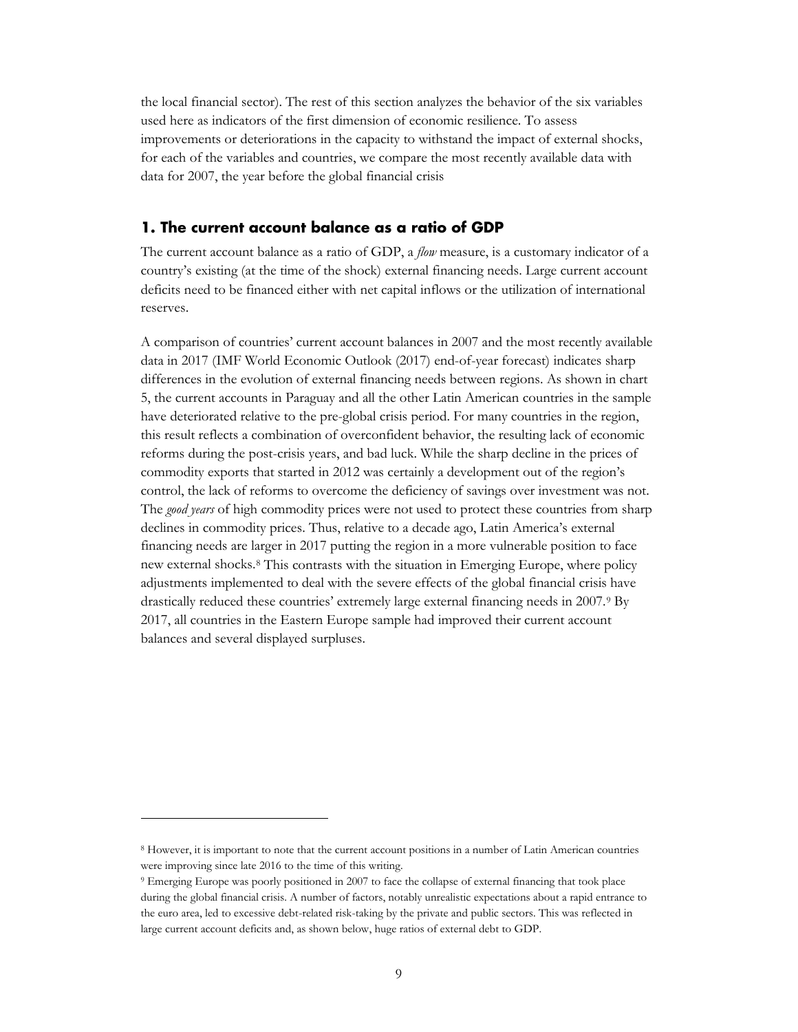the local financial sector). The rest of this section analyzes the behavior of the six variables used here as indicators of the first dimension of economic resilience. To assess improvements or deteriorations in the capacity to withstand the impact of external shocks, for each of the variables and countries, we compare the most recently available data with data for 2007, the year before the global financial crisis

## 1. The current account balance as a ratio of GDP

The current account balance as a ratio of GDP, a *flow* measure, is a customary indicator of a country's existing (at the time of the shock) external financing needs. Large current account deficits need to be financed either with net capital inflows or the utilization of international reserves.

A comparison of countries' current account balances in 2007 and the most recently available data in 2017 (IMF World Economic Outlook (2017) end-of-year forecast) indicates sharp differences in the evolution of external financing needs between regions. As shown in chart 5, the current accounts in Paraguay and all the other Latin American countries in the sample have deteriorated relative to the pre-global crisis period. For many countries in the region, this result reflects a combination of overconfident behavior, the resulting lack of economic reforms during the post-crisis years, and bad luck. While the sharp decline in the prices of commodity exports that started in 2012 was certainly a development out of the region's control, the lack of reforms to overcome the deficiency of savings over investment was not. The *good years* of high commodity prices were not used to protect these countries from sharp declines in commodity prices. Thus, relative to a decade ago, Latin America's external financing needs are larger in 2017 putting the region in a more vulnerable position to face new external shocks.[8] This contrasts with the situation in Emerging Europe, where policy adjustments implemented to deal with the severe effects of the global financial crisis have drastically reduced these countries' extremely large external financing needs in 2007.[9] By 2017, all countries in the Eastern Europe sample had improved their current account balances and several displayed surpluses.

---

[8] However, it is important to note that the current account positions in a number of Latin American countries were improving since late 2016 to the time of this writing.

[9] Emerging Europe was poorly positioned in 2007 to face the collapse of external financing that took place during the global financial crisis. A number of factors, notably unrealistic expectations about a rapid entrance to the euro area, led to excessive debt-related risk-taking by the private and public sectors. This was reflected in large current account deficits and, as shown below, huge ratios of external debt to GDP.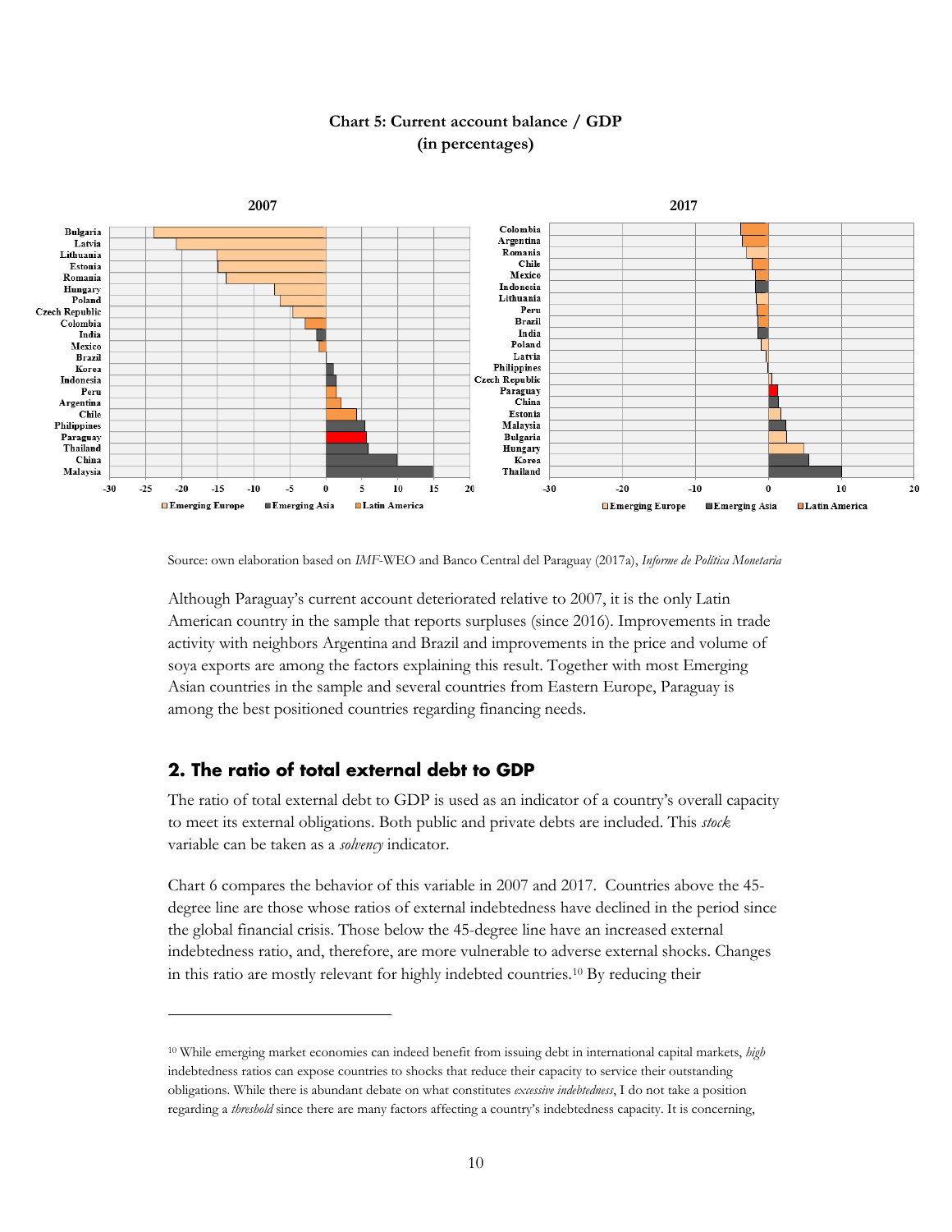**Chart 5: Current account balance / GDP**
**(in percentages)**

Source: own elaboration based on *IMF*-WEO and Banco Central del Paraguay (2017a), *Informe de Política Monetaria*

Although Paraguay's current account deteriorated relative to 2007, it is the only Latin American country in the sample that reports surpluses (since 2016). Improvements in trade activity with neighbors Argentina and Brazil and improvements in the price and volume of soya exports are among the factors explaining this result. Together with most Emerging Asian countries in the sample and several countries from Eastern Europe, Paraguay is among the best positioned countries regarding financing needs.

## 2. The ratio of total external debt to GDP

The ratio of total external debt to GDP is used as an indicator of a country's overall capacity to meet its external obligations. Both public and private debts are included. This *stock* variable can be taken as a *solvency* indicator.

Chart 6 compares the behavior of this variable in 2007 and 2017. Countries above the 45-degree line are those whose ratios of external indebtedness have declined in the period since the global financial crisis. Those below the 45-degree line have an increased external indebtedness ratio, and, therefore, are more vulnerable to adverse external shocks. Changes in this ratio are mostly relevant for highly indebted countries.[10] By reducing their

[10] While emerging market economies can indeed benefit from issuing debt in international capital markets, *high* indebtedness ratios can expose countries to shocks that reduce their capacity to service their outstanding obligations. While there is abundant debate on what constitutes *excessive indebtedness*, I do not take a position regarding a *threshold* since there are many factors affecting a country's indebtedness capacity. It is concerning,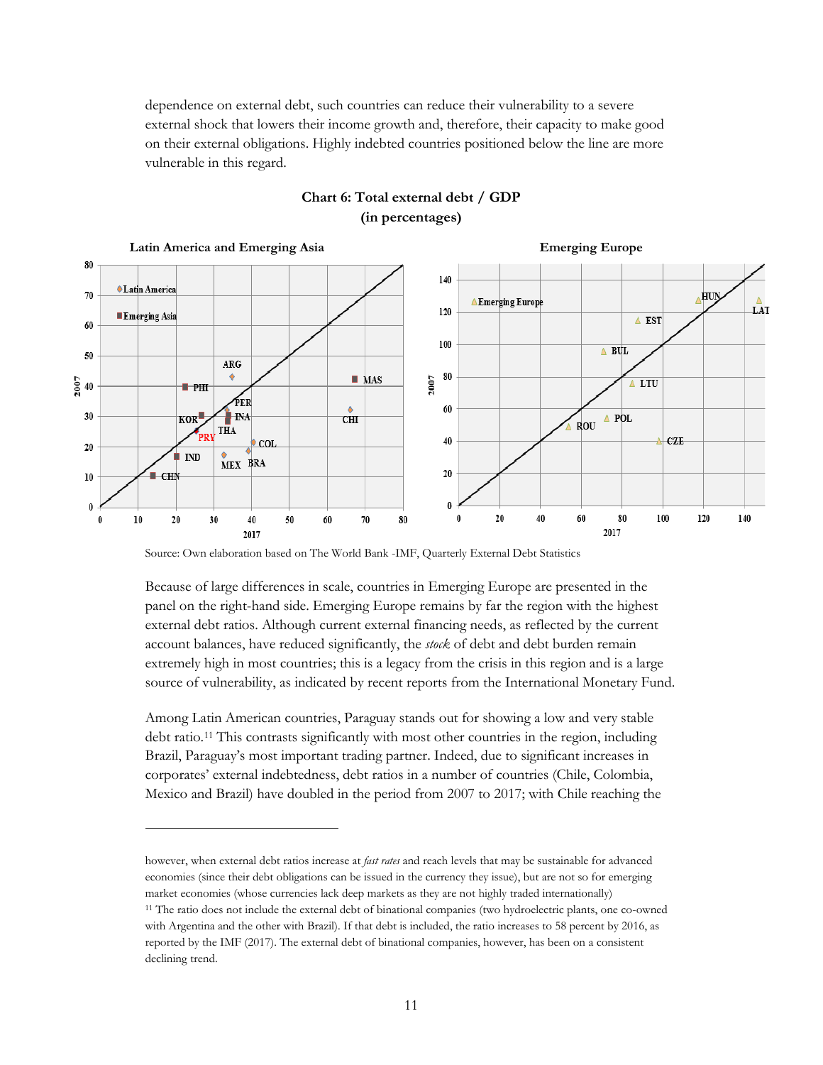dependence on external debt, such countries can reduce their vulnerability to a severe external shock that lowers their income growth and, therefore, their capacity to make good on their external obligations. Highly indebted countries positioned below the line are more vulnerable in this regard.

**Chart 6: Total external debt / GDP**
**(in percentages)**

Source: Own elaboration based on The World Bank -IMF, Quarterly External Debt Statistics

Because of large differences in scale, countries in Emerging Europe are presented in the panel on the right-hand side. Emerging Europe remains by far the region with the highest external debt ratios. Although current external financing needs, as reflected by the current account balances, have reduced significantly, the *stock* of debt and debt burden remain extremely high in most countries; this is a legacy from the crisis in this region and is a large source of vulnerability, as indicated by recent reports from the International Monetary Fund.

Among Latin American countries, Paraguay stands out for showing a low and very stable debt ratio.[11] This contrasts significantly with most other countries in the region, including Brazil, Paraguay's most important trading partner. Indeed, due to significant increases in corporates' external indebtedness, debt ratios in a number of countries (Chile, Colombia, Mexico and Brazil) have doubled in the period from 2007 to 2017; with Chile reaching the

---

however, when external debt ratios increase at *fast rates* and reach levels that may be sustainable for advanced economies (since their debt obligations can be issued in the currency they issue), but are not so for emerging market economies (whose currencies lack deep markets as they are not highly traded internationally)

[11] The ratio does not include the external debt of binational companies (two hydroelectric plants, one co-owned with Argentina and the other with Brazil). If that debt is included, the ratio increases to 58 percent by 2016, as reported by the IMF (2017). The external debt of binational companies, however, has been on a consistent declining trend.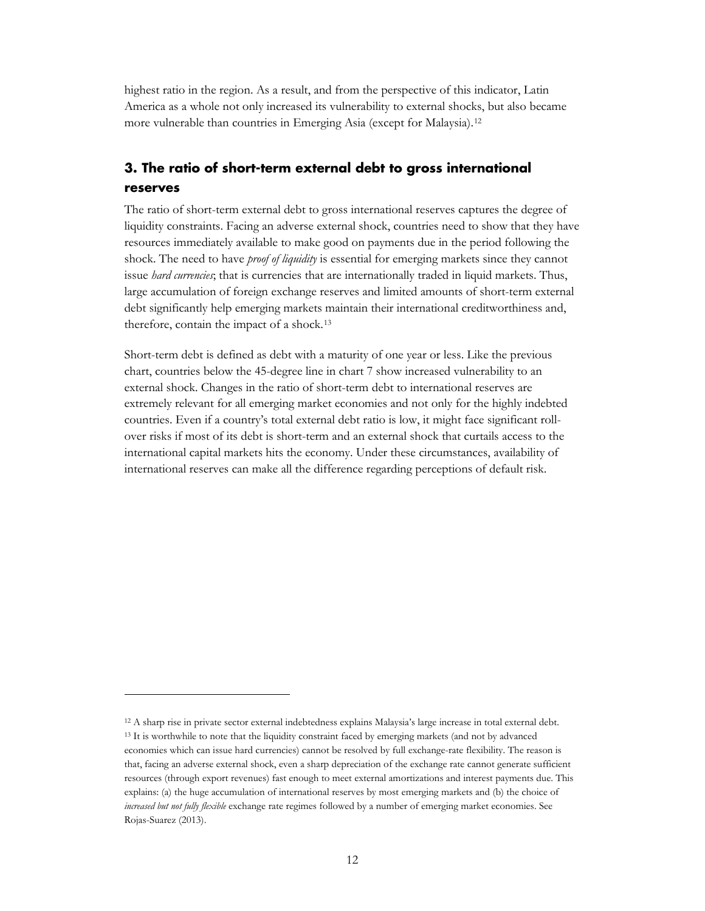highest ratio in the region. As a result, and from the perspective of this indicator, Latin America as a whole not only increased its vulnerability to external shocks, but also became more vulnerable than countries in Emerging Asia (except for Malaysia).[12]

## 3. The ratio of short-term external debt to gross international reserves

The ratio of short-term external debt to gross international reserves captures the degree of liquidity constraints. Facing an adverse external shock, countries need to show that they have resources immediately available to make good on payments due in the period following the shock. The need to have *proof of liquidity* is essential for emerging markets since they cannot issue *hard currencies*; that is currencies that are internationally traded in liquid markets. Thus, large accumulation of foreign exchange reserves and limited amounts of short-term external debt significantly help emerging markets maintain their international creditworthiness and, therefore, contain the impact of a shock.[13]

Short-term debt is defined as debt with a maturity of one year or less. Like the previous chart, countries below the 45-degree line in chart 7 show increased vulnerability to an external shock. Changes in the ratio of short-term debt to international reserves are extremely relevant for all emerging market economies and not only for the highly indebted countries. Even if a country's total external debt ratio is low, it might face significant roll-over risks if most of its debt is short-term and an external shock that curtails access to the international capital markets hits the economy. Under these circumstances, availability of international reserves can make all the difference regarding perceptions of default risk.

---

[12] A sharp rise in private sector external indebtedness explains Malaysia's large increase in total external debt.

[13] It is worthwhile to note that the liquidity constraint faced by emerging markets (and not by advanced economies which can issue hard currencies) cannot be resolved by full exchange-rate flexibility. The reason is that, facing an adverse external shock, even a sharp depreciation of the exchange rate cannot generate sufficient resources (through export revenues) fast enough to meet external amortizations and interest payments due. This explains: (a) the huge accumulation of international reserves by most emerging markets and (b) the choice of *increased but not fully flexible* exchange rate regimes followed by a number of emerging market economies. See Rojas-Suarez (2013).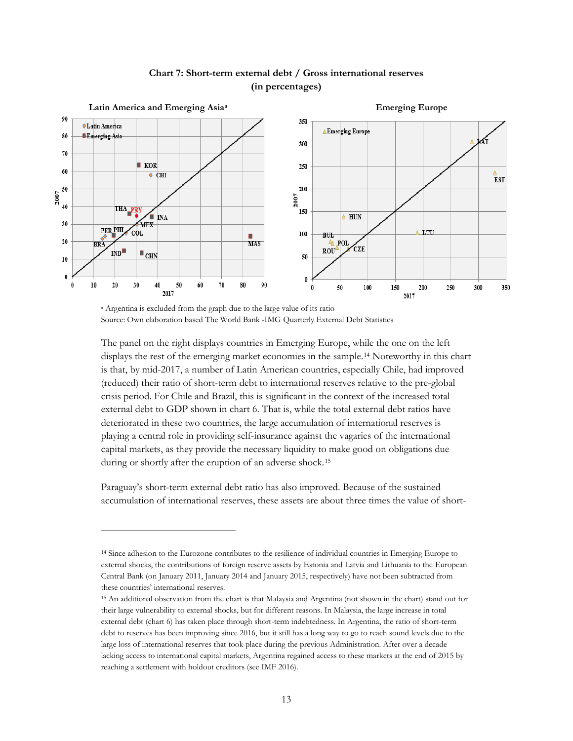**Chart 7: Short-term external debt / Gross international reserves (in percentages)**

**Latin America and Emerging Asia**[a] | **Emerging Europe**

[a] Argentina is excluded from the graph due to the large value of its ratio

Source: Own elaboration based The World Bank -IMG Quarterly External Debt Statistics

The panel on the right displays countries in Emerging Europe, while the one on the left displays the rest of the emerging market economies in the sample.[14] Noteworthy in this chart is that, by mid-2017, a number of Latin American countries, especially Chile, had improved (reduced) their ratio of short-term debt to international reserves relative to the pre-global crisis period. For Chile and Brazil, this is significant in the context of the increased total external debt to GDP shown in chart 6. That is, while the total external debt ratios have deteriorated in these two countries, the large accumulation of international reserves is playing a central role in providing self-insurance against the vagaries of the international capital markets, as they provide the necessary liquidity to make good on obligations due during or shortly after the eruption of an adverse shock.[15]

Paraguay's short-term external debt ratio has also improved. Because of the sustained accumulation of international reserves, these assets are about three times the value of short-

---

[14] Since adhesion to the Eurozone contributes to the resilience of individual countries in Emerging Europe to external shocks, the contributions of foreign reserve assets by Estonia and Latvia and Lithuania to the European Central Bank (on January 2011, January 2014 and January 2015, respectively) have not been subtracted from these countries' international reserves.

[15] An additional observation from the chart is that Malaysia and Argentina (not shown in the chart) stand out for their large vulnerability to external shocks, but for different reasons. In Malaysia, the large increase in total external debt (chart 6) has taken place through short-term indebtedness. In Argentina, the ratio of short-term debt to reserves has been improving since 2016, but it still has a long way to go to reach sound levels due to the large loss of international reserves that took place during the previous Administration. After over a decade lacking access to international capital markets, Argentina regained access to these markets at the end of 2015 by reaching a settlement with holdout creditors (see IMF 2016).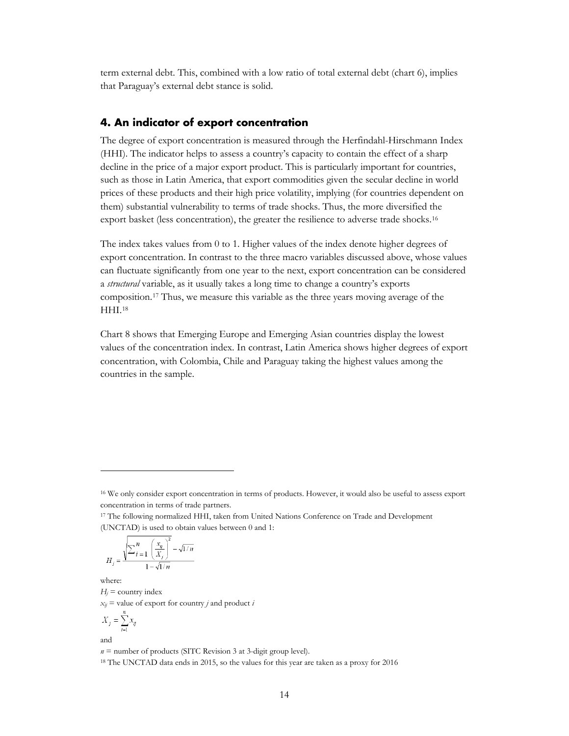term external debt. This, combined with a low ratio of total external debt (chart 6), implies that Paraguay's external debt stance is solid.

## 4. An indicator of export concentration

The degree of export concentration is measured through the Herfindahl-Hirschmann Index (HHI). The indicator helps to assess a country's capacity to contain the effect of a sharp decline in the price of a major export product. This is particularly important for countries, such as those in Latin America, that export commodities given the secular decline in world prices of these products and their high price volatility, implying (for countries dependent on them) substantial vulnerability to terms of trade shocks. Thus, the more diversified the export basket (less concentration), the greater the resilience to adverse trade shocks.[16]

The index takes values from 0 to 1. Higher values of the index denote higher degrees of export concentration. In contrast to the three macro variables discussed above, whose values can fluctuate significantly from one year to the next, export concentration can be considered a *structural* variable, as it usually takes a long time to change a country's exports composition.[17] Thus, we measure this variable as the three years moving average of the HHI.[18]

Chart 8 shows that Emerging Europe and Emerging Asian countries display the lowest values of the concentration index. In contrast, Latin America shows higher degrees of export concentration, with Colombia, Chile and Paraguay taking the highest values among the countries in the sample.

---

[16] We only consider export concentration in terms of products. However, it would also be useful to assess export concentration in terms of trade partners.

[17] The following normalized HHI, taken from United Nations Conference on Trade and Development (UNCTAD) is used to obtain values between 0 and 1:

$$H_j = \frac{\sqrt{\sum_{i=1}^{n} \left( \frac{x_{ij}}{X_j} \right)^2} - \sqrt{1/n}}{1 - \sqrt{1/n}}$$

where:

$H_j$ = country index

$x_{ij}$ = value of export for country $j$ and product $i$

$$X_j = \sum_{i=1}^{n} x_{ij}$$

and

$n$ = number of products (SITC Revision 3 at 3-digit group level).

[18] The UNCTAD data ends in 2015, so the values for this year are taken as a proxy for 2016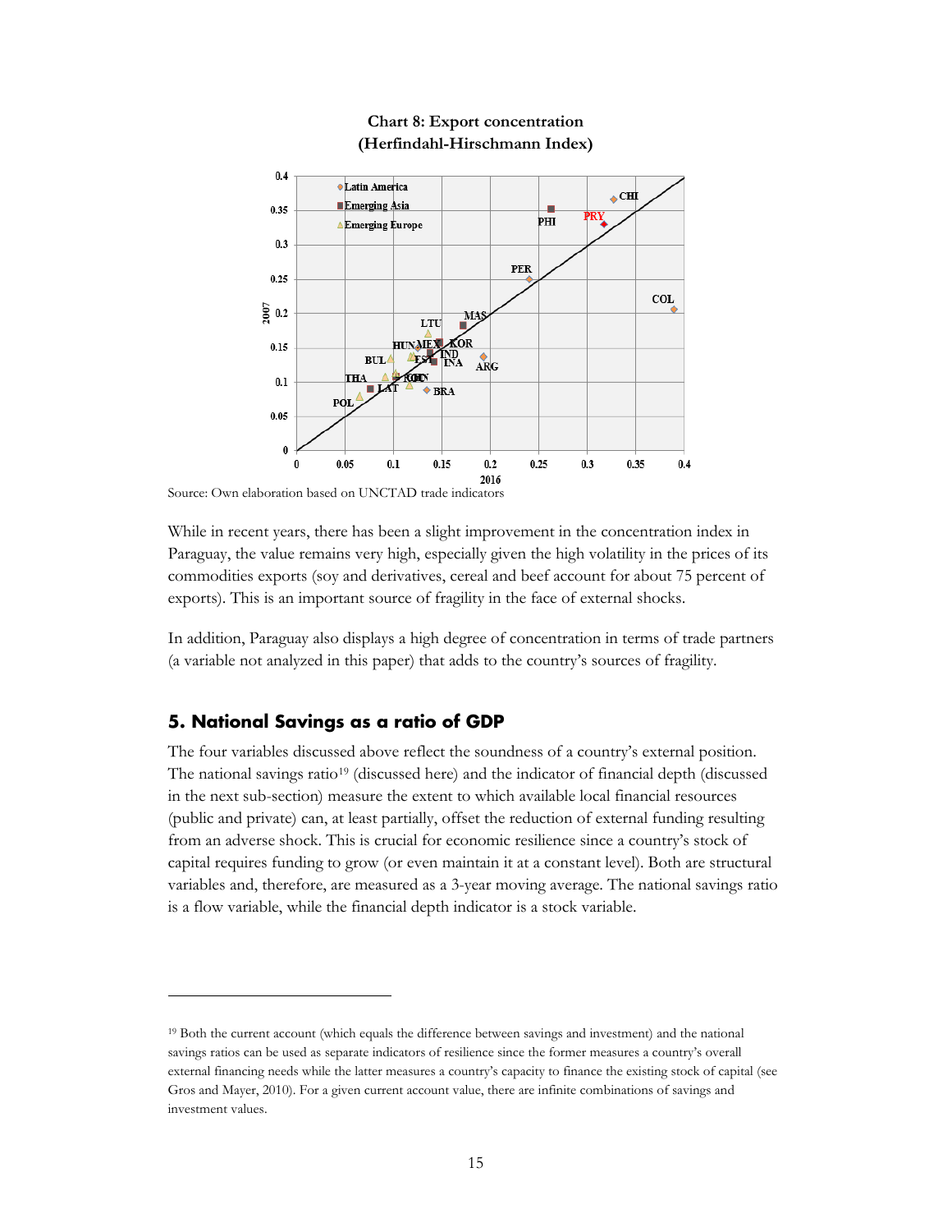**Chart 8: Export concentration (Herfindahl-Hirschmann Index)**

Source: Own elaboration based on UNCTAD trade indicators

While in recent years, there has been a slight improvement in the concentration index in Paraguay, the value remains very high, especially given the high volatility in the prices of its commodities exports (soy and derivatives, cereal and beef account for about 75 percent of exports). This is an important source of fragility in the face of external shocks.

In addition, Paraguay also displays a high degree of concentration in terms of trade partners (a variable not analyzed in this paper) that adds to the country's sources of fragility.

## 5. National Savings as a ratio of GDP

The four variables discussed above reflect the soundness of a country's external position. The national savings ratio[19] (discussed here) and the indicator of financial depth (discussed in the next sub-section) measure the extent to which available local financial resources (public and private) can, at least partially, offset the reduction of external funding resulting from an adverse shock. This is crucial for economic resilience since a country's stock of capital requires funding to grow (or even maintain it at a constant level). Both are structural variables and, therefore, are measured as a 3-year moving average. The national savings ratio is a flow variable, while the financial depth indicator is a stock variable.

---

[19] Both the current account (which equals the difference between savings and investment) and the national savings ratios can be used as separate indicators of resilience since the former measures a country's overall external financing needs while the latter measures a country's capacity to finance the existing stock of capital (see Gros and Mayer, 2010). For a given current account value, there are infinite combinations of savings and investment values.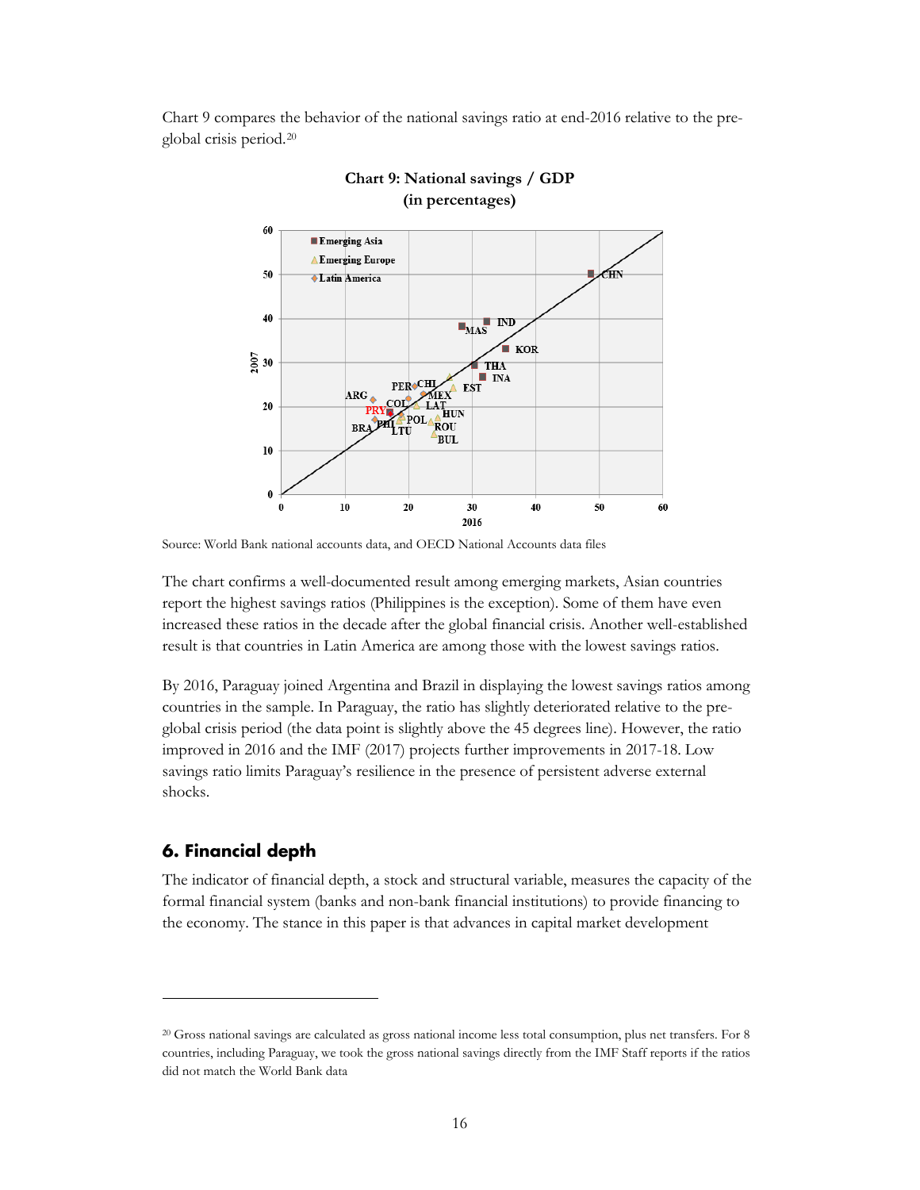Chart 9 compares the behavior of the national savings ratio at end-2016 relative to the pre-global crisis period.[20]

**Chart 9: National savings / GDP (in percentages)**

Source: World Bank national accounts data, and OECD National Accounts data files

The chart confirms a well-documented result among emerging markets, Asian countries report the highest savings ratios (Philippines is the exception). Some of them have even increased these ratios in the decade after the global financial crisis. Another well-established result is that countries in Latin America are among those with the lowest savings ratios.

By 2016, Paraguay joined Argentina and Brazil in displaying the lowest savings ratios among countries in the sample. In Paraguay, the ratio has slightly deteriorated relative to the pre-global crisis period (the data point is slightly above the 45 degrees line). However, the ratio improved in 2016 and the IMF (2017) projects further improvements in 2017-18. Low savings ratio limits Paraguay's resilience in the presence of persistent adverse external shocks.

## 6. Financial depth

The indicator of financial depth, a stock and structural variable, measures the capacity of the formal financial system (banks and non-bank financial institutions) to provide financing to the economy. The stance in this paper is that advances in capital market development

[20] Gross national savings are calculated as gross national income less total consumption, plus net transfers. For 8 countries, including Paraguay, we took the gross national savings directly from the IMF Staff reports if the ratios did not match the World Bank data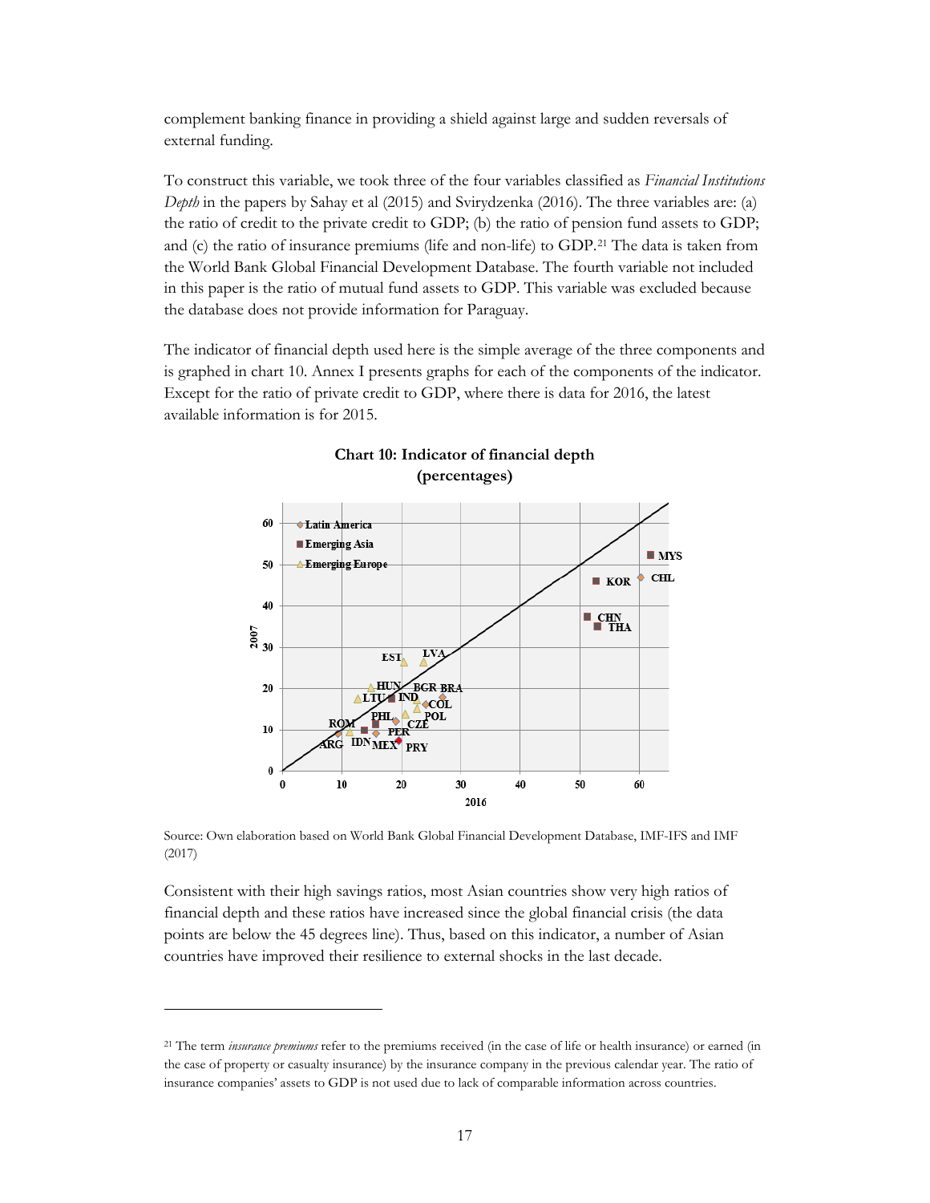complement banking finance in providing a shield against large and sudden reversals of external funding.

To construct this variable, we took three of the four variables classified as *Financial Institutions Depth* in the papers by Sahay et al (2015) and Svirydzenka (2016). The three variables are: (a) the ratio of credit to the private credit to GDP; (b) the ratio of pension fund assets to GDP; and (c) the ratio of insurance premiums (life and non-life) to GDP.[21] The data is taken from the World Bank Global Financial Development Database. The fourth variable not included in this paper is the ratio of mutual fund assets to GDP. This variable was excluded because the database does not provide information for Paraguay.

The indicator of financial depth used here is the simple average of the three components and is graphed in chart 10. Annex I presents graphs for each of the components of the indicator. Except for the ratio of private credit to GDP, where there is data for 2016, the latest available information is for 2015.

**Chart 10: Indicator of financial depth (percentages)**

Source: Own elaboration based on World Bank Global Financial Development Database, IMF-IFS and IMF (2017)

Consistent with their high savings ratios, most Asian countries show very high ratios of financial depth and these ratios have increased since the global financial crisis (the data points are below the 45 degrees line). Thus, based on this indicator, a number of Asian countries have improved their resilience to external shocks in the last decade.

---

[21] The term *insurance premiums* refer to the premiums received (in the case of life or health insurance) or earned (in the case of property or casualty insurance) by the insurance company in the previous calendar year. The ratio of insurance companies' assets to GDP is not used due to lack of comparable information across countries.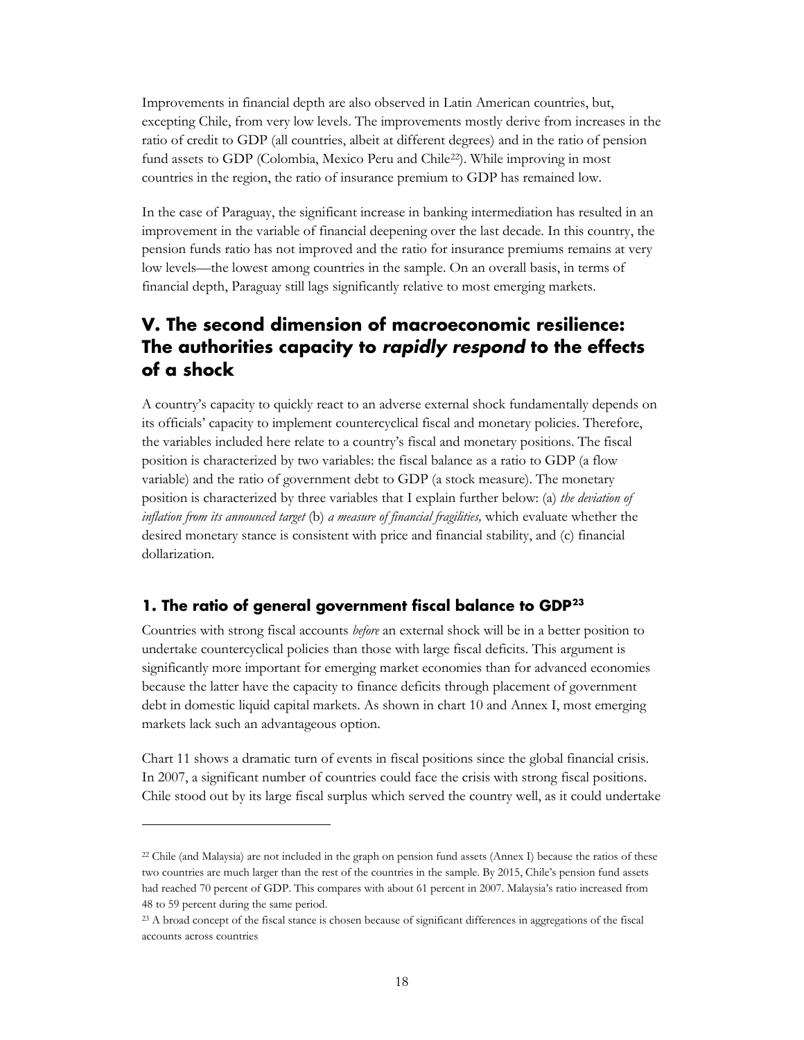Improvements in financial depth are also observed in Latin American countries, but, excepting Chile, from very low levels. The improvements mostly derive from increases in the ratio of credit to GDP (all countries, albeit at different degrees) and in the ratio of pension fund assets to GDP (Colombia, Mexico Peru and Chile[22]). While improving in most countries in the region, the ratio of insurance premium to GDP has remained low.

In the case of Paraguay, the significant increase in banking intermediation has resulted in an improvement in the variable of financial deepening over the last decade. In this country, the pension funds ratio has not improved and the ratio for insurance premiums remains at very low levels—the lowest among countries in the sample. On an overall basis, in terms of financial depth, Paraguay still lags significantly relative to most emerging markets.

## V. The second dimension of macroeconomic resilience: The authorities capacity to *rapidly respond* to the effects of a shock

A country's capacity to quickly react to an adverse external shock fundamentally depends on its officials' capacity to implement countercyclical fiscal and monetary policies. Therefore, the variables included here relate to a country's fiscal and monetary positions. The fiscal position is characterized by two variables: the fiscal balance as a ratio to GDP (a flow variable) and the ratio of government debt to GDP (a stock measure). The monetary position is characterized by three variables that I explain further below: (a) *the deviation of inflation from its announced target* (b) *a measure of financial fragilities,* which evaluate whether the desired monetary stance is consistent with price and financial stability, and (c) financial dollarization.

### 1. The ratio of general government fiscal balance to GDP[23]

Countries with strong fiscal accounts *before* an external shock will be in a better position to undertake countercyclical policies than those with large fiscal deficits. This argument is significantly more important for emerging market economies than for advanced economies because the latter have the capacity to finance deficits through placement of government debt in domestic liquid capital markets. As shown in chart 10 and Annex I, most emerging markets lack such an advantageous option.

Chart 11 shows a dramatic turn of events in fiscal positions since the global financial crisis. In 2007, a significant number of countries could face the crisis with strong fiscal positions. Chile stood out by its large fiscal surplus which served the country well, as it could undertake

[22] Chile (and Malaysia) are not included in the graph on pension fund assets (Annex I) because the ratios of these two countries are much larger than the rest of the countries in the sample. By 2015, Chile's pension fund assets had reached 70 percent of GDP. This compares with about 61 percent in 2007. Malaysia's ratio increased from 48 to 59 percent during the same period.

[23] A broad concept of the fiscal stance is chosen because of significant differences in aggregations of the fiscal accounts across countries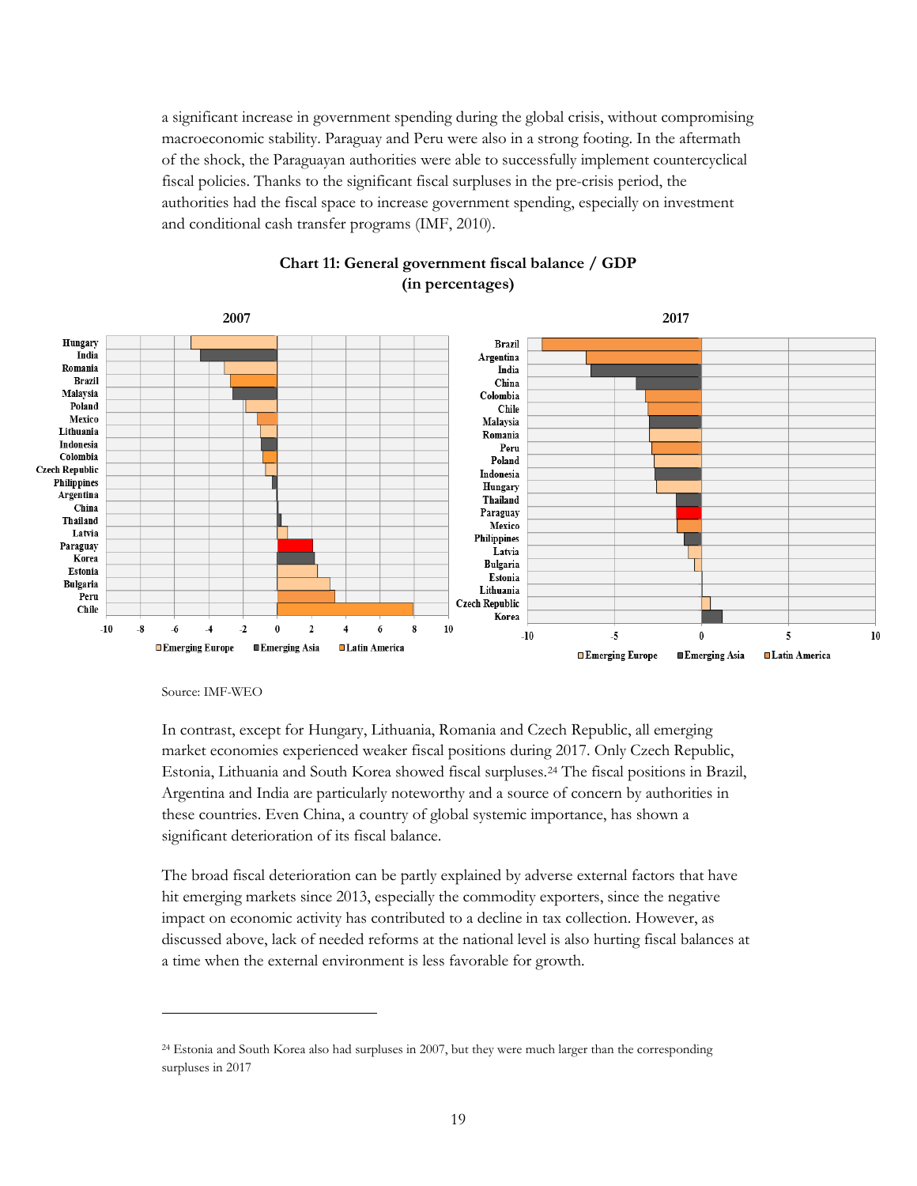a significant increase in government spending during the global crisis, without compromising macroeconomic stability. Paraguay and Peru were also in a strong footing. In the aftermath of the shock, the Paraguayan authorities were able to successfully implement countercyclical fiscal policies. Thanks to the significant fiscal surpluses in the pre-crisis period, the authorities had the fiscal space to increase government spending, especially on investment and conditional cash transfer programs (IMF, 2010).

**Chart 11: General government fiscal balance / GDP (in percentages)**

Source: IMF-WEO

In contrast, except for Hungary, Lithuania, Romania and Czech Republic, all emerging market economies experienced weaker fiscal positions during 2017. Only Czech Republic, Estonia, Lithuania and South Korea showed fiscal surpluses.[24] The fiscal positions in Brazil, Argentina and India are particularly noteworthy and a source of concern by authorities in these countries. Even China, a country of global systemic importance, has shown a significant deterioration of its fiscal balance.

The broad fiscal deterioration can be partly explained by adverse external factors that have hit emerging markets since 2013, especially the commodity exporters, since the negative impact on economic activity has contributed to a decline in tax collection. However, as discussed above, lack of needed reforms at the national level is also hurting fiscal balances at a time when the external environment is less favorable for growth.

---

[24] Estonia and South Korea also had surpluses in 2007, but they were much larger than the corresponding surpluses in 2017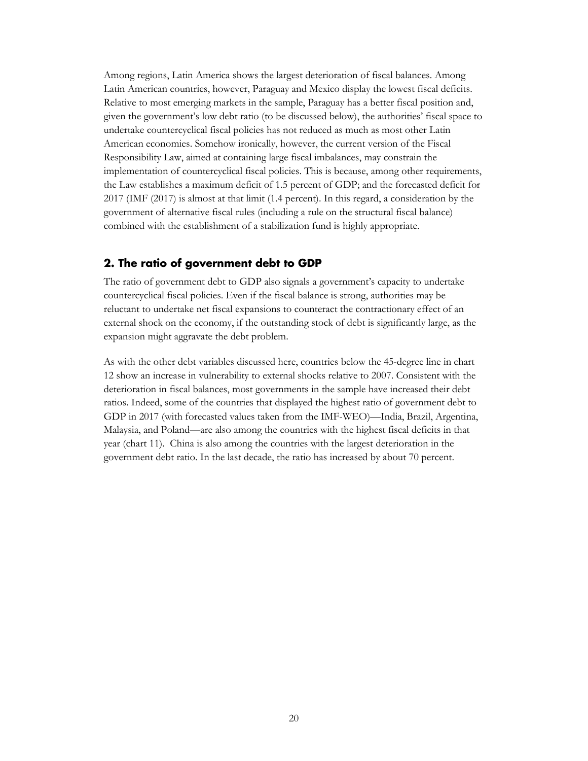Among regions, Latin America shows the largest deterioration of fiscal balances. Among Latin American countries, however, Paraguay and Mexico display the lowest fiscal deficits. Relative to most emerging markets in the sample, Paraguay has a better fiscal position and, given the government's low debt ratio (to be discussed below), the authorities' fiscal space to undertake countercyclical fiscal policies has not reduced as much as most other Latin American economies. Somehow ironically, however, the current version of the Fiscal Responsibility Law, aimed at containing large fiscal imbalances, may constrain the implementation of countercyclical fiscal policies. This is because, among other requirements, the Law establishes a maximum deficit of 1.5 percent of GDP; and the forecasted deficit for 2017 (IMF (2017) is almost at that limit (1.4 percent). In this regard, a consideration by the government of alternative fiscal rules (including a rule on the structural fiscal balance) combined with the establishment of a stabilization fund is highly appropriate.

## 2. The ratio of government debt to GDP

The ratio of government debt to GDP also signals a government's capacity to undertake countercyclical fiscal policies. Even if the fiscal balance is strong, authorities may be reluctant to undertake net fiscal expansions to counteract the contractionary effect of an external shock on the economy, if the outstanding stock of debt is significantly large, as the expansion might aggravate the debt problem.

As with the other debt variables discussed here, countries below the 45-degree line in chart 12 show an increase in vulnerability to external shocks relative to 2007. Consistent with the deterioration in fiscal balances, most governments in the sample have increased their debt ratios. Indeed, some of the countries that displayed the highest ratio of government debt to GDP in 2017 (with forecasted values taken from the IMF-WEO)—India, Brazil, Argentina, Malaysia, and Poland—are also among the countries with the highest fiscal deficits in that year (chart 11). China is also among the countries with the largest deterioration in the government debt ratio. In the last decade, the ratio has increased by about 70 percent.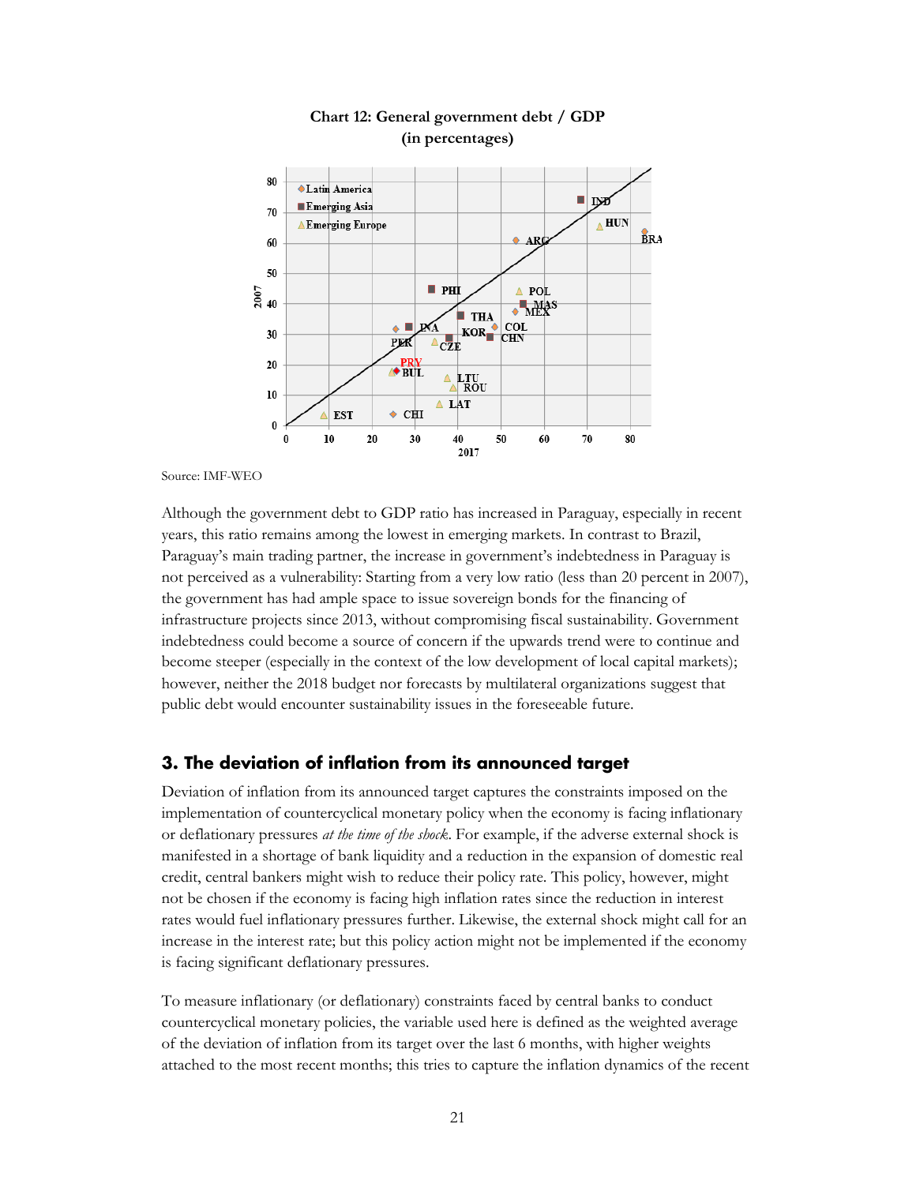**Chart 12: General government debt / GDP**
**(in percentages)**

Source: IMF-WEO

Although the government debt to GDP ratio has increased in Paraguay, especially in recent years, this ratio remains among the lowest in emerging markets. In contrast to Brazil, Paraguay's main trading partner, the increase in government's indebtedness in Paraguay is not perceived as a vulnerability: Starting from a very low ratio (less than 20 percent in 2007), the government has had ample space to issue sovereign bonds for the financing of infrastructure projects since 2013, without compromising fiscal sustainability. Government indebtedness could become a source of concern if the upwards trend were to continue and become steeper (especially in the context of the low development of local capital markets); however, neither the 2018 budget nor forecasts by multilateral organizations suggest that public debt would encounter sustainability issues in the foreseeable future.

## 3. The deviation of inflation from its announced target

Deviation of inflation from its announced target captures the constraints imposed on the implementation of countercyclical monetary policy when the economy is facing inflationary or deflationary pressures *at the time of the shock*. For example, if the adverse external shock is manifested in a shortage of bank liquidity and a reduction in the expansion of domestic real credit, central bankers might wish to reduce their policy rate. This policy, however, might not be chosen if the economy is facing high inflation rates since the reduction in interest rates would fuel inflationary pressures further. Likewise, the external shock might call for an increase in the interest rate; but this policy action might not be implemented if the economy is facing significant deflationary pressures.

To measure inflationary (or deflationary) constraints faced by central banks to conduct countercyclical monetary policies, the variable used here is defined as the weighted average of the deviation of inflation from its target over the last 6 months, with higher weights attached to the most recent months; this tries to capture the inflation dynamics of the recent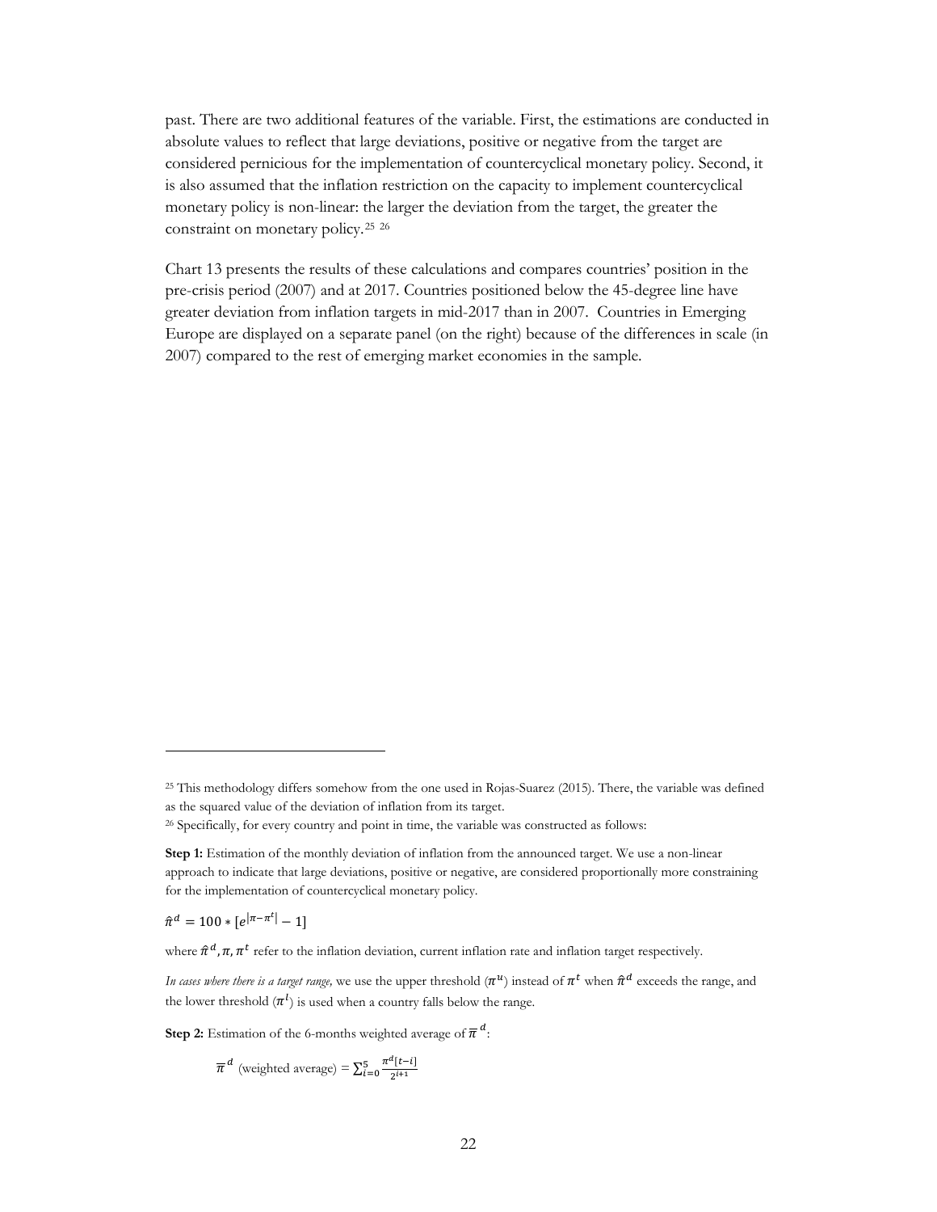past. There are two additional features of the variable. First, the estimations are conducted in absolute values to reflect that large deviations, positive or negative from the target are considered pernicious for the implementation of countercyclical monetary policy. Second, it is also assumed that the inflation restriction on the capacity to implement countercyclical monetary policy is non-linear: the larger the deviation from the target, the greater the constraint on monetary policy.[25] [26]

Chart 13 presents the results of these calculations and compares countries' position in the pre-crisis period (2007) and at 2017. Countries positioned below the 45-degree line have greater deviation from inflation targets in mid-2017 than in 2007. Countries in Emerging Europe are displayed on a separate panel (on the right) because of the differences in scale (in 2007) compared to the rest of emerging market economies in the sample.

---

[25] This methodology differs somehow from the one used in Rojas-Suarez (2015). There, the variable was defined as the squared value of the deviation of inflation from its target.

[26] Specifically, for every country and point in time, the variable was constructed as follows:

**Step 1:** Estimation of the monthly deviation of inflation from the announced target. We use a non-linear approach to indicate that large deviations, positive or negative, are considered proportionally more constraining for the implementation of countercyclical monetary policy.

$$\hat{\pi}^d = 100 * [e^{|\pi - \pi^t|} - 1]$$

where $\hat{\pi}^d, \pi, \pi^t$ refer to the inflation deviation, current inflation rate and inflation target respectively.

*In cases where there is a target range,* we use the upper threshold ($\pi^u$) instead of $\pi^t$ when $\hat{\pi}^d$ exceeds the range, and the lower threshold ($\pi^l$) is used when a country falls below the range.

**Step 2:** Estimation of the 6-months weighted average of $\overline{\pi}^d$:

$$\overline{\pi}^d \text{ (weighted average)} = \sum_{i=0}^{5} \frac{\pi^d[t-i]}{2^{i+1}}$$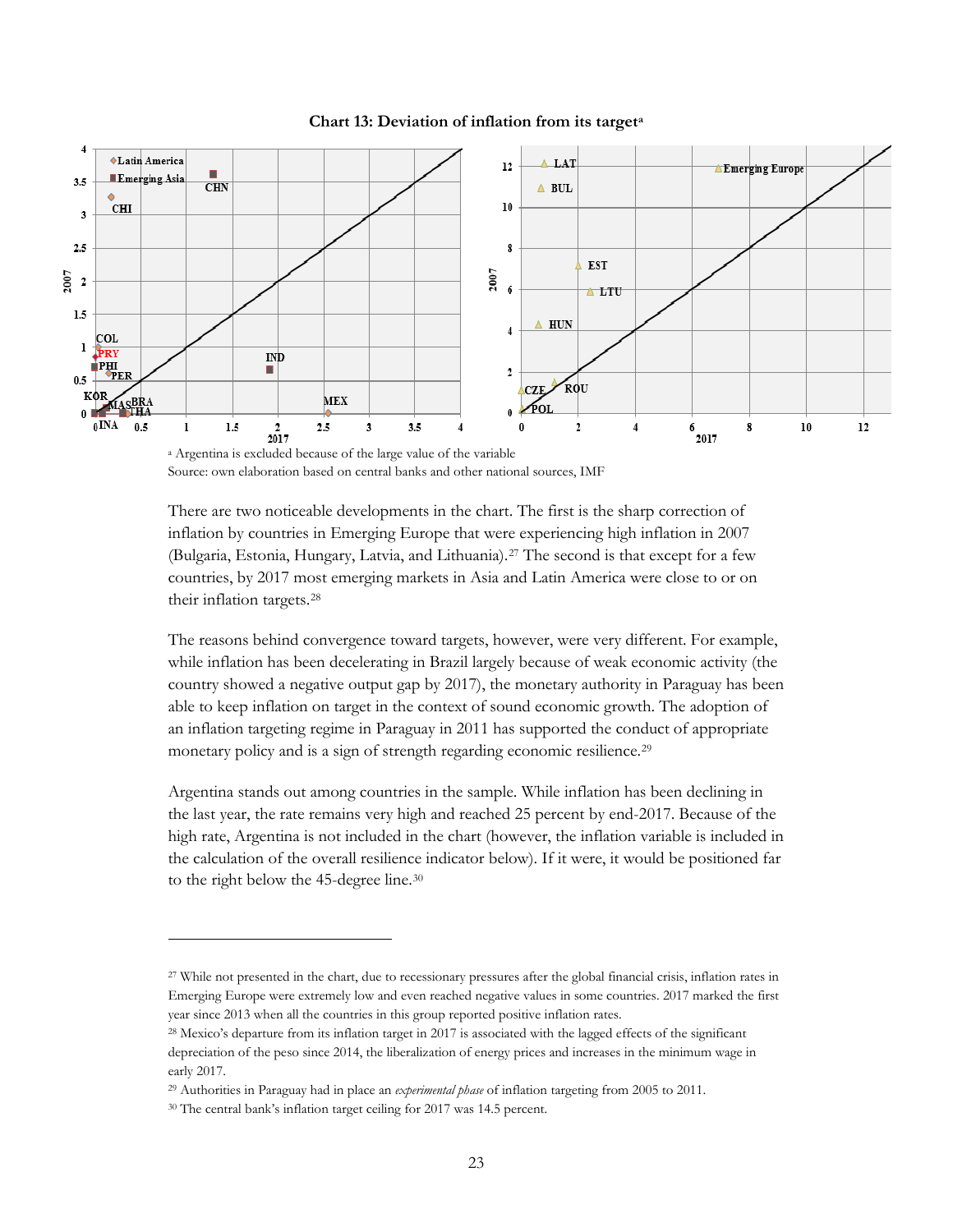**Chart 13: Deviation of inflation from its target**[a]

[a] Argentina is excluded because of the large value of the variable

Source: own elaboration based on central banks and other national sources, IMF

There are two noticeable developments in the chart. The first is the sharp correction of inflation by countries in Emerging Europe that were experiencing high inflation in 2007 (Bulgaria, Estonia, Hungary, Latvia, and Lithuania).[27] The second is that except for a few countries, by 2017 most emerging markets in Asia and Latin America were close to or on their inflation targets.[28]

The reasons behind convergence toward targets, however, were very different. For example, while inflation has been decelerating in Brazil largely because of weak economic activity (the country showed a negative output gap by 2017), the monetary authority in Paraguay has been able to keep inflation on target in the context of sound economic growth. The adoption of an inflation targeting regime in Paraguay in 2011 has supported the conduct of appropriate monetary policy and is a sign of strength regarding economic resilience.[29]

Argentina stands out among countries in the sample. While inflation has been declining in the last year, the rate remains very high and reached 25 percent by end-2017. Because of the high rate, Argentina is not included in the chart (however, the inflation variable is included in the calculation of the overall resilience indicator below). If it were, it would be positioned far to the right below the 45-degree line.[30]

---

[27] While not presented in the chart, due to recessionary pressures after the global financial crisis, inflation rates in Emerging Europe were extremely low and even reached negative values in some countries. 2017 marked the first year since 2013 when all the countries in this group reported positive inflation rates.

[28] Mexico's departure from its inflation target in 2017 is associated with the lagged effects of the significant depreciation of the peso since 2014, the liberalization of energy prices and increases in the minimum wage in early 2017.

[29] Authorities in Paraguay had in place an *experimental phase* of inflation targeting from 2005 to 2011.

[30] The central bank's inflation target ceiling for 2017 was 14.5 percent.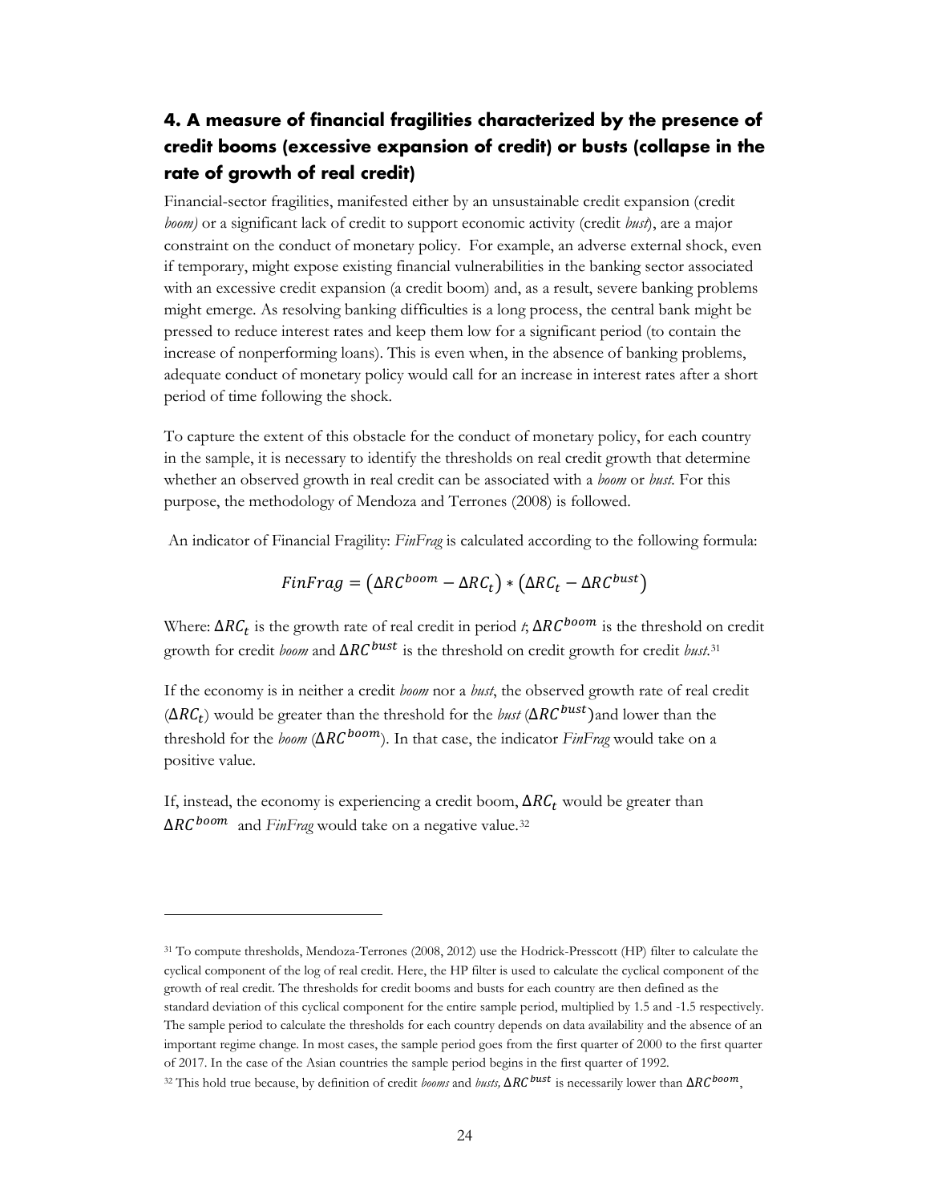## 4. A measure of financial fragilities characterized by the presence of credit booms (excessive expansion of credit) or busts (collapse in the rate of growth of real credit)

Financial-sector fragilities, manifested either by an unsustainable credit expansion (credit *boom)* or a significant lack of credit to support economic activity (credit *bust*), are a major constraint on the conduct of monetary policy. For example, an adverse external shock, even if temporary, might expose existing financial vulnerabilities in the banking sector associated with an excessive credit expansion (a credit boom) and, as a result, severe banking problems might emerge. As resolving banking difficulties is a long process, the central bank might be pressed to reduce interest rates and keep them low for a significant period (to contain the increase of nonperforming loans). This is even when, in the absence of banking problems, adequate conduct of monetary policy would call for an increase in interest rates after a short period of time following the shock.

To capture the extent of this obstacle for the conduct of monetary policy, for each country in the sample, it is necessary to identify the thresholds on real credit growth that determine whether an observed growth in real credit can be associated with a *boom* or *bust*. For this purpose, the methodology of Mendoza and Terrones (2008) is followed.

An indicator of Financial Fragility: *FinFrag* is calculated according to the following formula:

$$FinFrag = \left(\Delta RC^{boom} - \Delta RC_t\right) * \left(\Delta RC_t - \Delta RC^{bust}\right)$$

Where: $\Delta RC_t$ is the growth rate of real credit in period *t*; $\Delta RC^{boom}$ is the threshold on credit growth for credit *boom* and $\Delta RC^{bust}$ is the threshold on credit growth for credit *bust*.[31]

If the economy is in neither a credit *boom* nor a *bust*, the observed growth rate of real credit ($\Delta RC_t$) would be greater than the threshold for the *bust* ($\Delta RC^{bust}$)and lower than the threshold for the *boom* ($\Delta RC^{boom}$). In that case, the indicator *FinFrag* would take on a positive value.

If, instead, the economy is experiencing a credit boom, $\Delta RC_t$ would be greater than $\Delta RC^{boom}$ and *FinFrag* would take on a negative value.[32]

---

[31] To compute thresholds, Mendoza-Terrones (2008, 2012) use the Hodrick-Presscott (HP) filter to calculate the cyclical component of the log of real credit. Here, the HP filter is used to calculate the cyclical component of the growth of real credit. The thresholds for credit booms and busts for each country are then defined as the standard deviation of this cyclical component for the entire sample period, multiplied by 1.5 and -1.5 respectively. The sample period to calculate the thresholds for each country depends on data availability and the absence of an important regime change. In most cases, the sample period goes from the first quarter of 2000 to the first quarter of 2017. In the case of the Asian countries the sample period begins in the first quarter of 1992.

[32] This hold true because, by definition of credit *booms* and *busts,* $\Delta RC^{bust}$ is necessarily lower than $\Delta RC^{boom}$,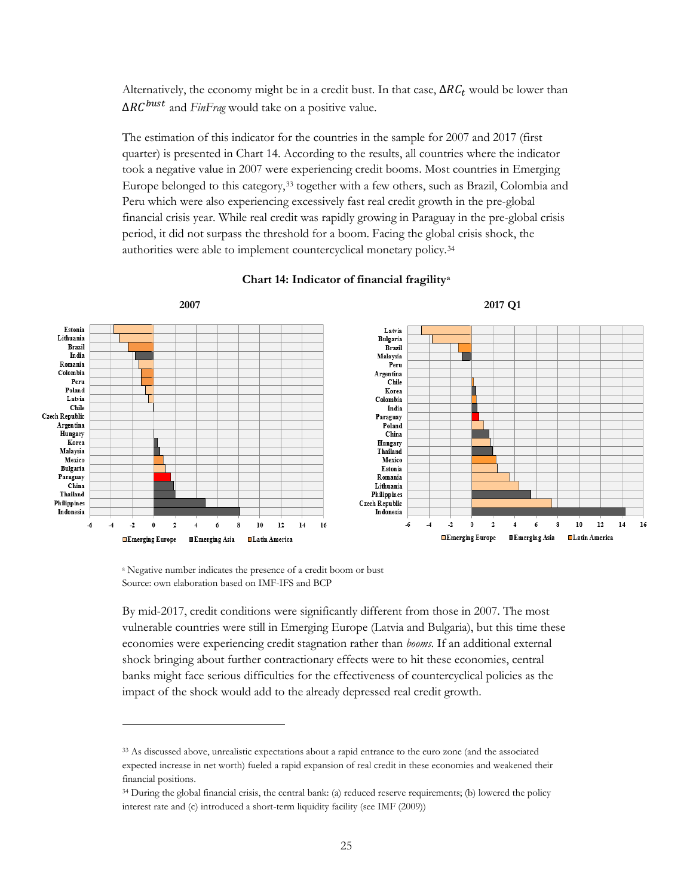Alternatively, the economy might be in a credit bust. In that case, $\Delta RC_t$ would be lower than $\Delta RC^{bust}$ and *FinFrag* would take on a positive value.

The estimation of this indicator for the countries in the sample for 2007 and 2017 (first quarter) is presented in Chart 14. According to the results, all countries where the indicator took a negative value in 2007 were experiencing credit booms. Most countries in Emerging Europe belonged to this category,[33] together with a few others, such as Brazil, Colombia and Peru which were also experiencing excessively fast real credit growth in the pre-global financial crisis year. While real credit was rapidly growing in Paraguay in the pre-global crisis period, it did not surpass the threshold for a boom. Facing the global crisis shock, the authorities were able to implement countercyclical monetary policy.[34]

**Chart 14: Indicator of financial fragility[a]**

[a] Negative number indicates the presence of a credit boom or bust
Source: own elaboration based on IMF-IFS and BCP

By mid-2017, credit conditions were significantly different from those in 2007. The most vulnerable countries were still in Emerging Europe (Latvia and Bulgaria), but this time these economies were experiencing credit stagnation rather than *booms*. If an additional external shock bringing about further contractionary effects were to hit these economies, central banks might face serious difficulties for the effectiveness of countercyclical policies as the impact of the shock would add to the already depressed real credit growth.

---

[33] As discussed above, unrealistic expectations about a rapid entrance to the euro zone (and the associated expected increase in net worth) fueled a rapid expansion of real credit in these economies and weakened their financial positions.

[34] During the global financial crisis, the central bank: (a) reduced reserve requirements; (b) lowered the policy interest rate and (c) introduced a short-term liquidity facility (see IMF (2009))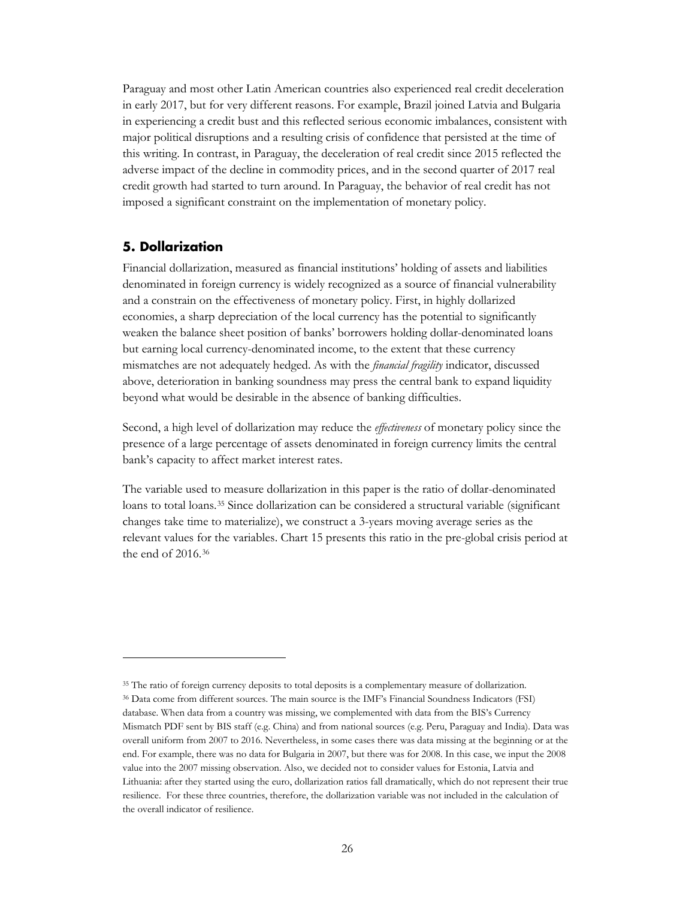Paraguay and most other Latin American countries also experienced real credit deceleration in early 2017, but for very different reasons. For example, Brazil joined Latvia and Bulgaria in experiencing a credit bust and this reflected serious economic imbalances, consistent with major political disruptions and a resulting crisis of confidence that persisted at the time of this writing. In contrast, in Paraguay, the deceleration of real credit since 2015 reflected the adverse impact of the decline in commodity prices, and in the second quarter of 2017 real credit growth had started to turn around. In Paraguay, the behavior of real credit has not imposed a significant constraint on the implementation of monetary policy.

## 5. Dollarization

Financial dollarization, measured as financial institutions' holding of assets and liabilities denominated in foreign currency is widely recognized as a source of financial vulnerability and a constrain on the effectiveness of monetary policy. First, in highly dollarized economies, a sharp depreciation of the local currency has the potential to significantly weaken the balance sheet position of banks' borrowers holding dollar-denominated loans but earning local currency-denominated income, to the extent that these currency mismatches are not adequately hedged. As with the *financial fragility* indicator, discussed above, deterioration in banking soundness may press the central bank to expand liquidity beyond what would be desirable in the absence of banking difficulties.

Second, a high level of dollarization may reduce the *effectiveness* of monetary policy since the presence of a large percentage of assets denominated in foreign currency limits the central bank's capacity to affect market interest rates.

The variable used to measure dollarization in this paper is the ratio of dollar-denominated loans to total loans.[35] Since dollarization can be considered a structural variable (significant changes take time to materialize), we construct a 3-years moving average series as the relevant values for the variables. Chart 15 presents this ratio in the pre-global crisis period at the end of 2016.[36]

---

[35] The ratio of foreign currency deposits to total deposits is a complementary measure of dollarization.

[36] Data come from different sources. The main source is the IMF's Financial Soundness Indicators (FSI) database. When data from a country was missing, we complemented with data from the BIS's Currency Mismatch PDF sent by BIS staff (e.g. China) and from national sources (e.g. Peru, Paraguay and India). Data was overall uniform from 2007 to 2016. Nevertheless, in some cases there was data missing at the beginning or at the end. For example, there was no data for Bulgaria in 2007, but there was for 2008. In this case, we input the 2008 value into the 2007 missing observation. Also, we decided not to consider values for Estonia, Latvia and Lithuania: after they started using the euro, dollarization ratios fall dramatically, which do not represent their true resilience. For these three countries, therefore, the dollarization variable was not included in the calculation of the overall indicator of resilience.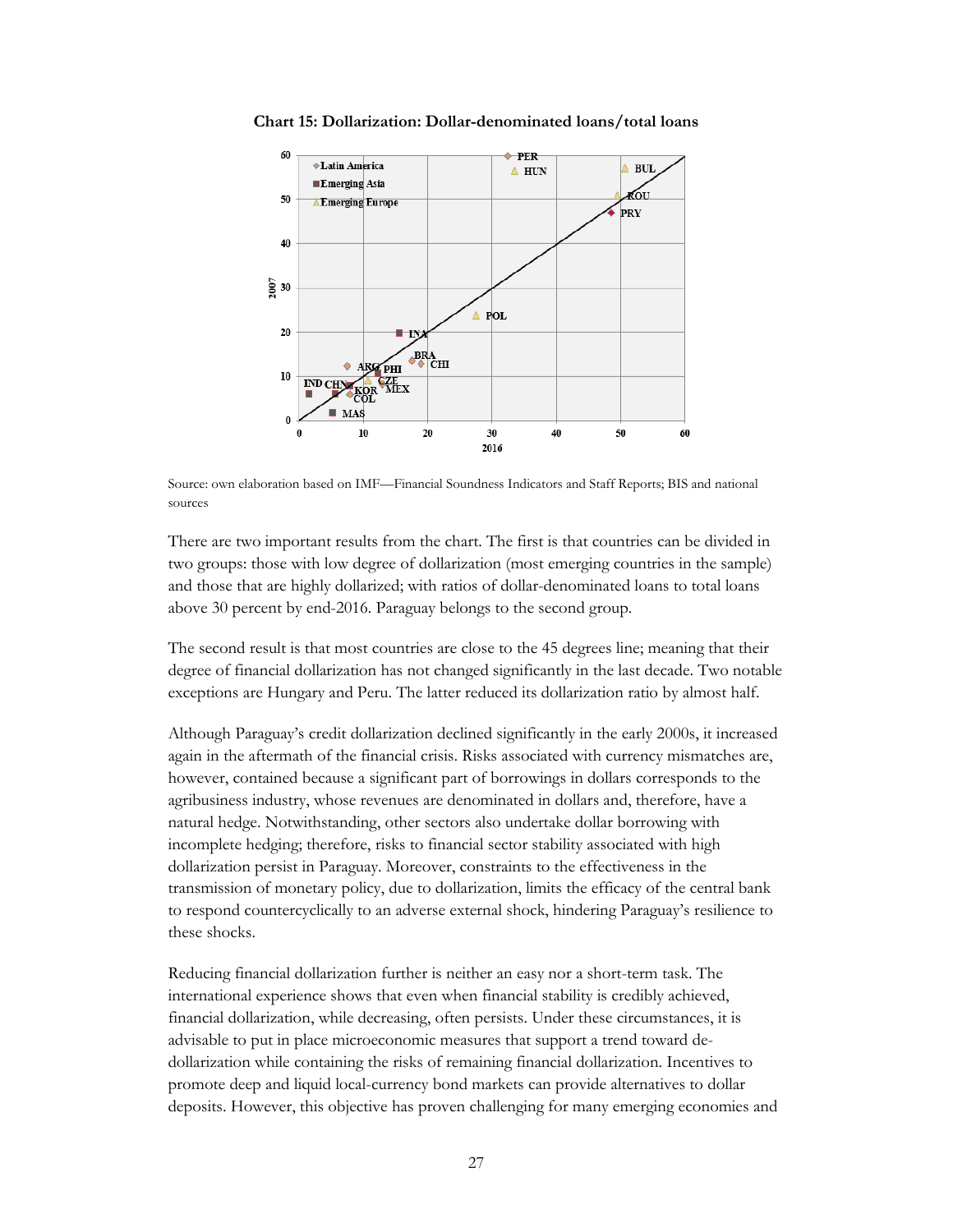**Chart 15: Dollarization: Dollar-denominated loans/total loans**

Source: own elaboration based on IMF—Financial Soundness Indicators and Staff Reports; BIS and national sources

There are two important results from the chart. The first is that countries can be divided in two groups: those with low degree of dollarization (most emerging countries in the sample) and those that are highly dollarized; with ratios of dollar-denominated loans to total loans above 30 percent by end-2016. Paraguay belongs to the second group.

The second result is that most countries are close to the 45 degrees line; meaning that their degree of financial dollarization has not changed significantly in the last decade. Two notable exceptions are Hungary and Peru. The latter reduced its dollarization ratio by almost half.

Although Paraguay's credit dollarization declined significantly in the early 2000s, it increased again in the aftermath of the financial crisis. Risks associated with currency mismatches are, however, contained because a significant part of borrowings in dollars corresponds to the agribusiness industry, whose revenues are denominated in dollars and, therefore, have a natural hedge. Notwithstanding, other sectors also undertake dollar borrowing with incomplete hedging; therefore, risks to financial sector stability associated with high dollarization persist in Paraguay. Moreover, constraints to the effectiveness in the transmission of monetary policy, due to dollarization, limits the efficacy of the central bank to respond countercyclically to an adverse external shock, hindering Paraguay's resilience to these shocks.

Reducing financial dollarization further is neither an easy nor a short-term task. The international experience shows that even when financial stability is credibly achieved, financial dollarization, while decreasing, often persists. Under these circumstances, it is advisable to put in place microeconomic measures that support a trend toward de-dollarization while containing the risks of remaining financial dollarization. Incentives to promote deep and liquid local-currency bond markets can provide alternatives to dollar deposits. However, this objective has proven challenging for many emerging economies and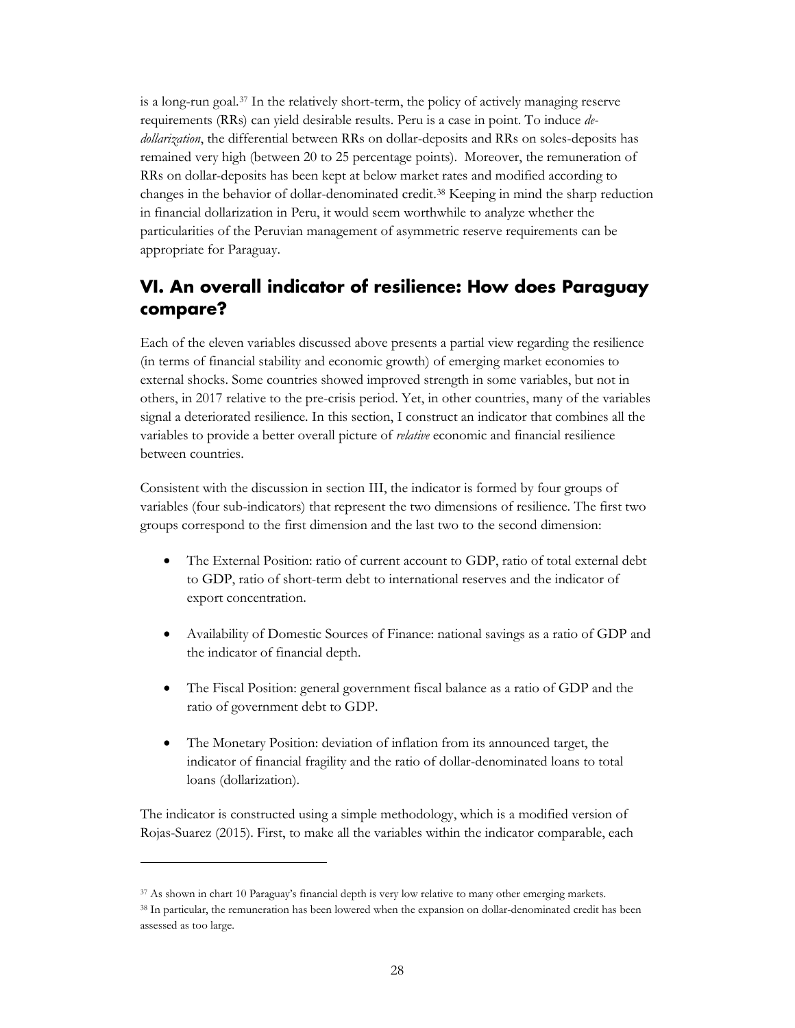is a long-run goal.[37] In the relatively short-term, the policy of actively managing reserve requirements (RRs) can yield desirable results. Peru is a case in point. To induce *de-dollarization*, the differential between RRs on dollar-deposits and RRs on soles-deposits has remained very high (between 20 to 25 percentage points). Moreover, the remuneration of RRs on dollar-deposits has been kept at below market rates and modified according to changes in the behavior of dollar-denominated credit.[38] Keeping in mind the sharp reduction in financial dollarization in Peru, it would seem worthwhile to analyze whether the particularities of the Peruvian management of asymmetric reserve requirements can be appropriate for Paraguay.

## VI. An overall indicator of resilience: How does Paraguay compare?

Each of the eleven variables discussed above presents a partial view regarding the resilience (in terms of financial stability and economic growth) of emerging market economies to external shocks. Some countries showed improved strength in some variables, but not in others, in 2017 relative to the pre-crisis period. Yet, in other countries, many of the variables signal a deteriorated resilience. In this section, I construct an indicator that combines all the variables to provide a better overall picture of *relative* economic and financial resilience between countries.

Consistent with the discussion in section III, the indicator is formed by four groups of variables (four sub-indicators) that represent the two dimensions of resilience. The first two groups correspond to the first dimension and the last two to the second dimension:

- The External Position: ratio of current account to GDP, ratio of total external debt to GDP, ratio of short-term debt to international reserves and the indicator of export concentration.
- Availability of Domestic Sources of Finance: national savings as a ratio of GDP and the indicator of financial depth.
- The Fiscal Position: general government fiscal balance as a ratio of GDP and the ratio of government debt to GDP.
- The Monetary Position: deviation of inflation from its announced target, the indicator of financial fragility and the ratio of dollar-denominated loans to total loans (dollarization).

The indicator is constructed using a simple methodology, which is a modified version of Rojas-Suarez (2015). First, to make all the variables within the indicator comparable, each

---

[37] As shown in chart 10 Paraguay's financial depth is very low relative to many other emerging markets.

[38] In particular, the remuneration has been lowered when the expansion on dollar-denominated credit has been assessed as too large.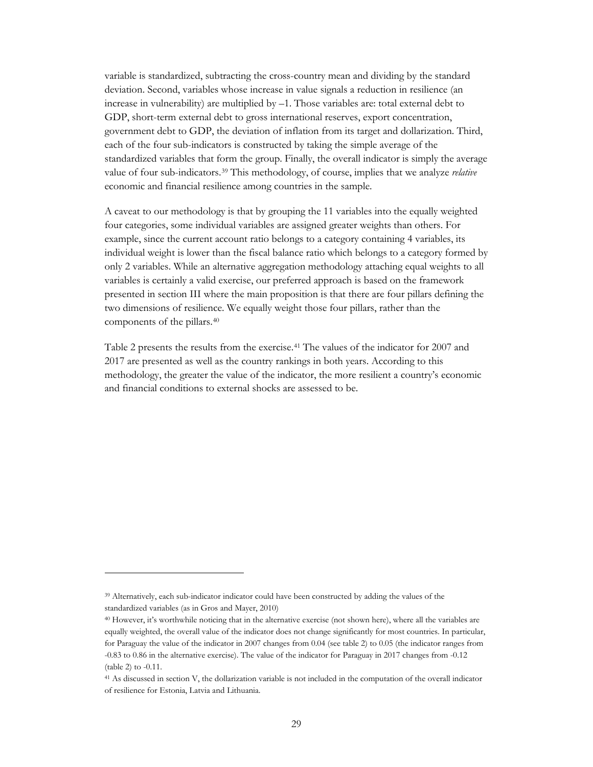variable is standardized, subtracting the cross-country mean and dividing by the standard deviation. Second, variables whose increase in value signals a reduction in resilience (an increase in vulnerability) are multiplied by –1. Those variables are: total external debt to GDP, short-term external debt to gross international reserves, export concentration, government debt to GDP, the deviation of inflation from its target and dollarization. Third, each of the four sub-indicators is constructed by taking the simple average of the standardized variables that form the group. Finally, the overall indicator is simply the average value of four sub-indicators.[39] This methodology, of course, implies that we analyze *relative* economic and financial resilience among countries in the sample.

A caveat to our methodology is that by grouping the 11 variables into the equally weighted four categories, some individual variables are assigned greater weights than others. For example, since the current account ratio belongs to a category containing 4 variables, its individual weight is lower than the fiscal balance ratio which belongs to a category formed by only 2 variables. While an alternative aggregation methodology attaching equal weights to all variables is certainly a valid exercise, our preferred approach is based on the framework presented in section III where the main proposition is that there are four pillars defining the two dimensions of resilience. We equally weight those four pillars, rather than the components of the pillars.[40]

Table 2 presents the results from the exercise.[41] The values of the indicator for 2007 and 2017 are presented as well as the country rankings in both years. According to this methodology, the greater the value of the indicator, the more resilient a country's economic and financial conditions to external shocks are assessed to be.

---

[39] Alternatively, each sub-indicator indicator could have been constructed by adding the values of the standardized variables (as in Gros and Mayer, 2010)

[40] However, it's worthwhile noticing that in the alternative exercise (not shown here), where all the variables are equally weighted, the overall value of the indicator does not change significantly for most countries. In particular, for Paraguay the value of the indicator in 2007 changes from 0.04 (see table 2) to 0.05 (the indicator ranges from -0.83 to 0.86 in the alternative exercise). The value of the indicator for Paraguay in 2017 changes from -0.12 (table 2) to -0.11.

[41] As discussed in section V, the dollarization variable is not included in the computation of the overall indicator of resilience for Estonia, Latvia and Lithuania.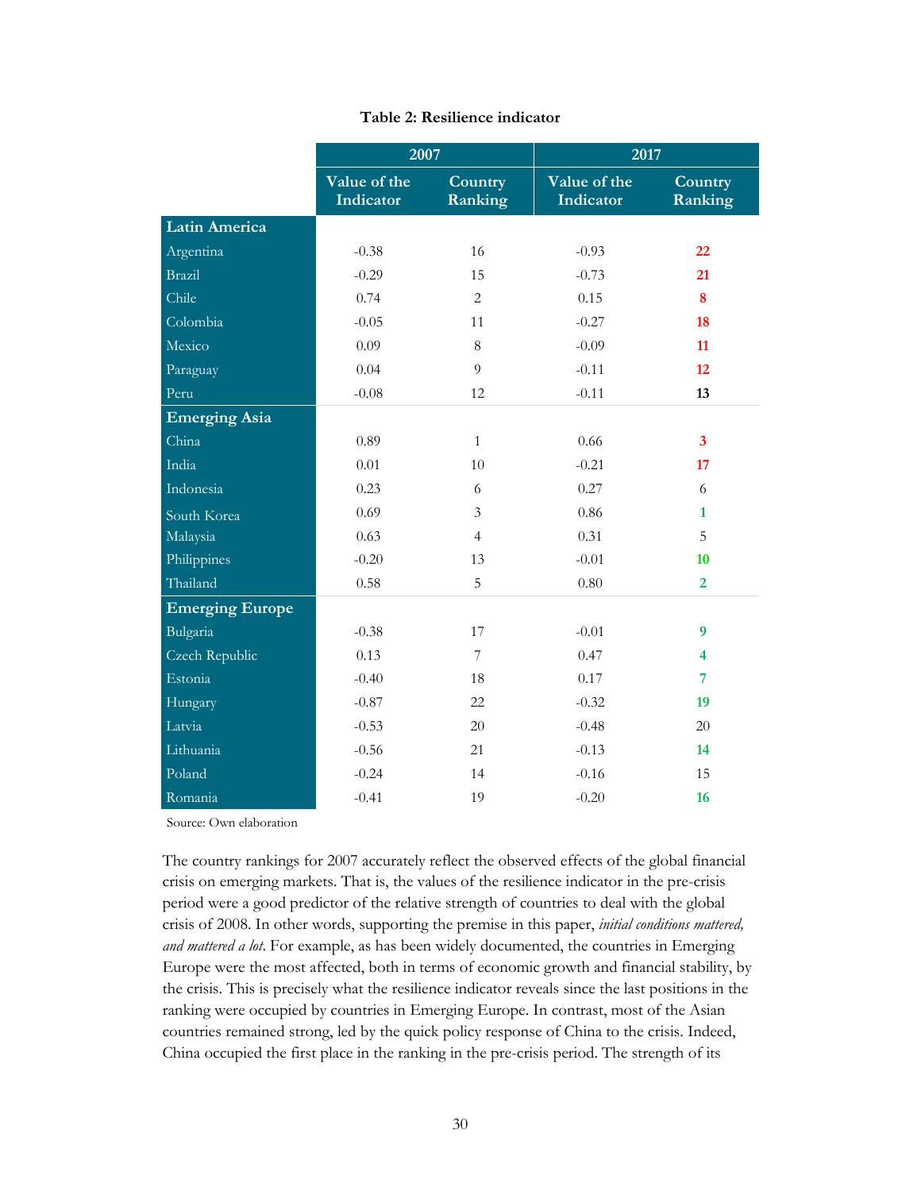**Table 2: Resilience indicator**

| | 2007 | | 2017 | |
|---|---|---|---|---|
| | Value of the Indicator | Country Ranking | Value of the Indicator | Country Ranking |
| **Latin America** | | | | |
| Argentina | -0.38 | 16 | -0.93 | 22 |
| Brazil | -0.29 | 15 | -0.73 | 21 |
| Chile | 0.74 | 2 | 0.15 | 8 |
| Colombia | -0.05 | 11 | -0.27 | 18 |
| Mexico | 0.09 | 8 | -0.09 | 11 |
| Paraguay | 0.04 | 9 | -0.11 | 12 |
| Peru | -0.08 | 12 | -0.11 | 13 |
| **Emerging Asia** | | | | |
| China | 0.89 | 1 | 0.66 | 3 |
| India | 0.01 | 10 | -0.21 | 17 |
| Indonesia | 0.23 | 6 | 0.27 | 6 |
| South Korea | 0.69 | 3 | 0.86 | 1 |
| Malaysia | 0.63 | 4 | 0.31 | 5 |
| Philippines | -0.20 | 13 | -0.01 | 10 |
| Thailand | 0.58 | 5 | 0.80 | 2 |
| **Emerging Europe** | | | | |
| Bulgaria | -0.38 | 17 | -0.01 | 9 |
| Czech Republic | 0.13 | 7 | 0.47 | 4 |
| Estonia | -0.40 | 18 | 0.17 | 7 |
| Hungary | -0.87 | 22 | -0.32 | 19 |
| Latvia | -0.53 | 20 | -0.48 | 20 |
| Lithuania | -0.56 | 21 | -0.13 | 14 |
| Poland | -0.24 | 14 | -0.16 | 15 |
| Romania | -0.41 | 19 | -0.20 | 16 |

Source: Own elaboration

The country rankings for 2007 accurately reflect the observed effects of the global financial crisis on emerging markets. That is, the values of the resilience indicator in the pre-crisis period were a good predictor of the relative strength of countries to deal with the global crisis of 2008. In other words, supporting the premise in this paper, *initial conditions mattered, and mattered a lot*. For example, as has been widely documented, the countries in Emerging Europe were the most affected, both in terms of economic growth and financial stability, by the crisis. This is precisely what the resilience indicator reveals since the last positions in the ranking were occupied by countries in Emerging Europe. In contrast, most of the Asian countries remained strong, led by the quick policy response of China to the crisis. Indeed, China occupied the first place in the ranking in the pre-crisis period. The strength of its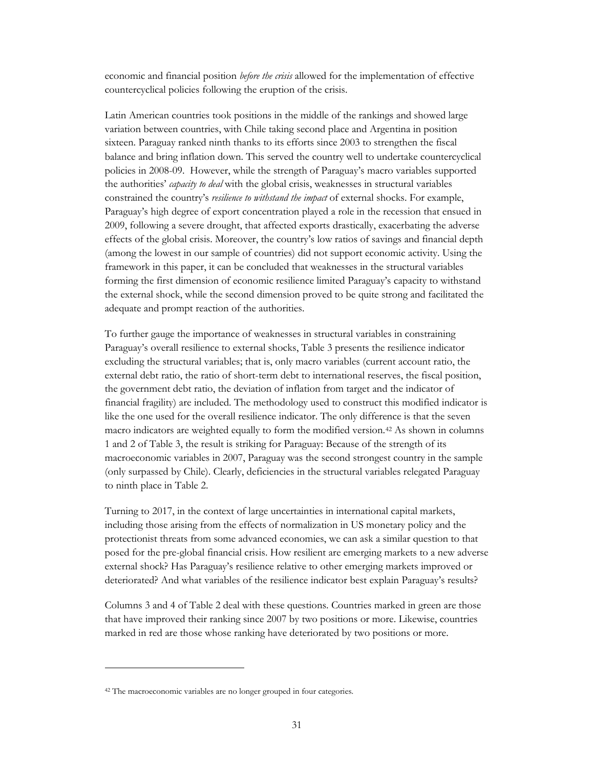economic and financial position *before the crisis* allowed for the implementation of effective countercyclical policies following the eruption of the crisis.

Latin American countries took positions in the middle of the rankings and showed large variation between countries, with Chile taking second place and Argentina in position sixteen. Paraguay ranked ninth thanks to its efforts since 2003 to strengthen the fiscal balance and bring inflation down. This served the country well to undertake countercyclical policies in 2008-09. However, while the strength of Paraguay's macro variables supported the authorities' *capacity to deal* with the global crisis, weaknesses in structural variables constrained the country's *resilience to withstand the impact* of external shocks. For example, Paraguay's high degree of export concentration played a role in the recession that ensued in 2009, following a severe drought, that affected exports drastically, exacerbating the adverse effects of the global crisis. Moreover, the country's low ratios of savings and financial depth (among the lowest in our sample of countries) did not support economic activity. Using the framework in this paper, it can be concluded that weaknesses in the structural variables forming the first dimension of economic resilience limited Paraguay's capacity to withstand the external shock, while the second dimension proved to be quite strong and facilitated the adequate and prompt reaction of the authorities.

To further gauge the importance of weaknesses in structural variables in constraining Paraguay's overall resilience to external shocks, Table 3 presents the resilience indicator excluding the structural variables; that is, only macro variables (current account ratio, the external debt ratio, the ratio of short-term debt to international reserves, the fiscal position, the government debt ratio, the deviation of inflation from target and the indicator of financial fragility) are included. The methodology used to construct this modified indicator is like the one used for the overall resilience indicator. The only difference is that the seven macro indicators are weighted equally to form the modified version.[42] As shown in columns 1 and 2 of Table 3, the result is striking for Paraguay: Because of the strength of its macroeconomic variables in 2007, Paraguay was the second strongest country in the sample (only surpassed by Chile). Clearly, deficiencies in the structural variables relegated Paraguay to ninth place in Table 2.

Turning to 2017, in the context of large uncertainties in international capital markets, including those arising from the effects of normalization in US monetary policy and the protectionist threats from some advanced economies, we can ask a similar question to that posed for the pre-global financial crisis. How resilient are emerging markets to a new adverse external shock? Has Paraguay's resilience relative to other emerging markets improved or deteriorated? And what variables of the resilience indicator best explain Paraguay's results?

Columns 3 and 4 of Table 2 deal with these questions. Countries marked in green are those that have improved their ranking since 2007 by two positions or more. Likewise, countries marked in red are those whose ranking have deteriorated by two positions or more.

[42] The macroeconomic variables are no longer grouped in four categories.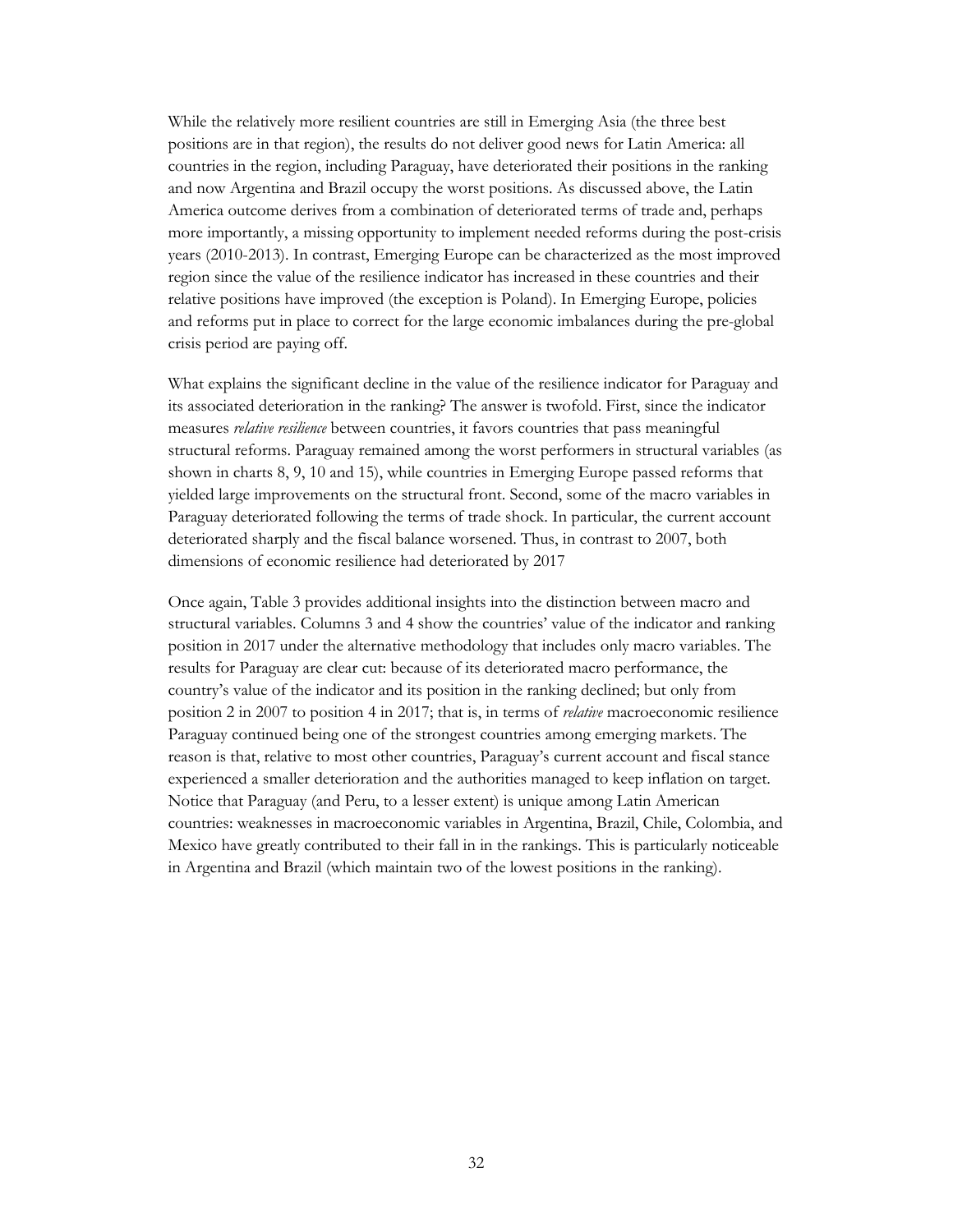While the relatively more resilient countries are still in Emerging Asia (the three best positions are in that region), the results do not deliver good news for Latin America: all countries in the region, including Paraguay, have deteriorated their positions in the ranking and now Argentina and Brazil occupy the worst positions. As discussed above, the Latin America outcome derives from a combination of deteriorated terms of trade and, perhaps more importantly, a missing opportunity to implement needed reforms during the post-crisis years (2010-2013). In contrast, Emerging Europe can be characterized as the most improved region since the value of the resilience indicator has increased in these countries and their relative positions have improved (the exception is Poland). In Emerging Europe, policies and reforms put in place to correct for the large economic imbalances during the pre-global crisis period are paying off.

What explains the significant decline in the value of the resilience indicator for Paraguay and its associated deterioration in the ranking? The answer is twofold. First, since the indicator measures *relative resilience* between countries, it favors countries that pass meaningful structural reforms. Paraguay remained among the worst performers in structural variables (as shown in charts 8, 9, 10 and 15), while countries in Emerging Europe passed reforms that yielded large improvements on the structural front. Second, some of the macro variables in Paraguay deteriorated following the terms of trade shock. In particular, the current account deteriorated sharply and the fiscal balance worsened. Thus, in contrast to 2007, both dimensions of economic resilience had deteriorated by 2017

Once again, Table 3 provides additional insights into the distinction between macro and structural variables. Columns 3 and 4 show the countries' value of the indicator and ranking position in 2017 under the alternative methodology that includes only macro variables. The results for Paraguay are clear cut: because of its deteriorated macro performance, the country's value of the indicator and its position in the ranking declined; but only from position 2 in 2007 to position 4 in 2017; that is, in terms of *relative* macroeconomic resilience Paraguay continued being one of the strongest countries among emerging markets. The reason is that, relative to most other countries, Paraguay's current account and fiscal stance experienced a smaller deterioration and the authorities managed to keep inflation on target. Notice that Paraguay (and Peru, to a lesser extent) is unique among Latin American countries: weaknesses in macroeconomic variables in Argentina, Brazil, Chile, Colombia, and Mexico have greatly contributed to their fall in in the rankings. This is particularly noticeable in Argentina and Brazil (which maintain two of the lowest positions in the ranking).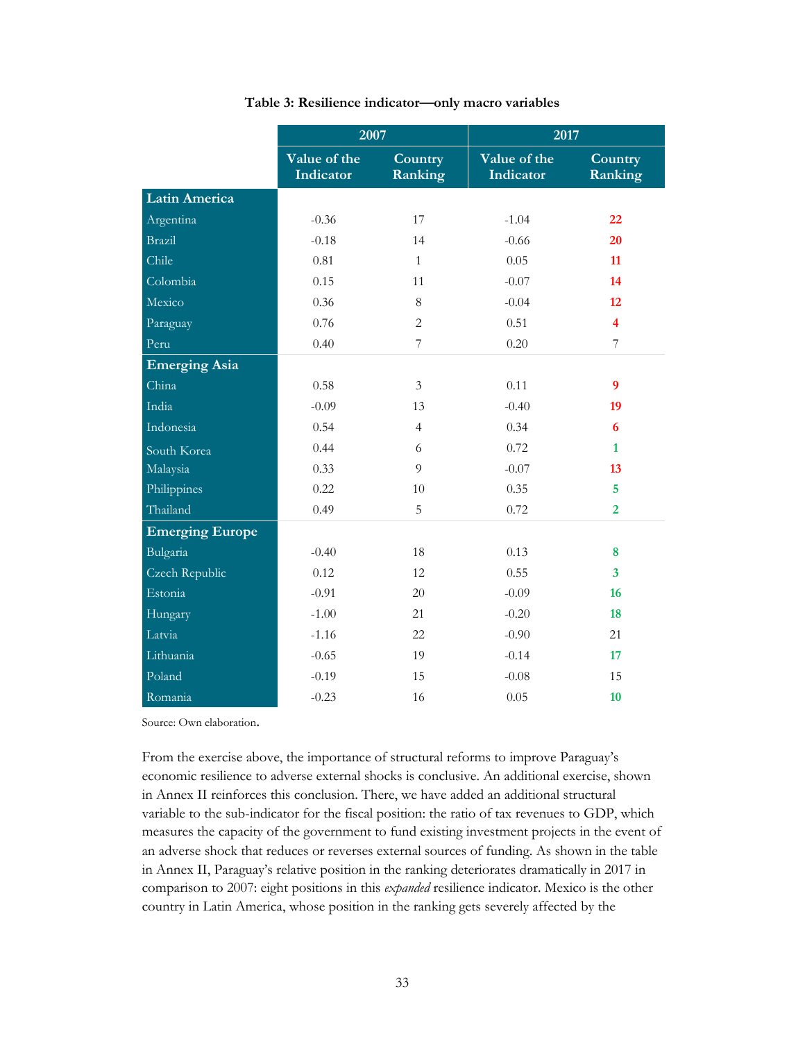**Table 3: Resilience indicator—only macro variables**

| | 2007 | | 2017 | |
|---|---|---|---|---|
| | Value of the Indicator | Country Ranking | Value of the Indicator | Country Ranking |
| **Latin America** | | | | |
| Argentina | -0.36 | 17 | -1.04 | **22** |
| Brazil | -0.18 | 14 | -0.66 | **20** |
| Chile | 0.81 | 1 | 0.05 | **11** |
| Colombia | 0.15 | 11 | -0.07 | **14** |
| Mexico | 0.36 | 8 | -0.04 | **12** |
| Paraguay | 0.76 | 2 | 0.51 | **4** |
| Peru | 0.40 | 7 | 0.20 | 7 |
| **Emerging Asia** | | | | |
| China | 0.58 | 3 | 0.11 | **9** |
| India | -0.09 | 13 | -0.40 | **19** |
| Indonesia | 0.54 | 4 | 0.34 | **6** |
| South Korea | 0.44 | 6 | 0.72 | **1** |
| Malaysia | 0.33 | 9 | -0.07 | **13** |
| Philippines | 0.22 | 10 | 0.35 | **5** |
| Thailand | 0.49 | 5 | 0.72 | **2** |
| **Emerging Europe** | | | | |
| Bulgaria | -0.40 | 18 | 0.13 | **8** |
| Czech Republic | 0.12 | 12 | 0.55 | **3** |
| Estonia | -0.91 | 20 | -0.09 | **16** |
| Hungary | -1.00 | 21 | -0.20 | **18** |
| Latvia | -1.16 | 22 | -0.90 | 21 |
| Lithuania | -0.65 | 19 | -0.14 | **17** |
| Poland | -0.19 | 15 | -0.08 | 15 |
| Romania | -0.23 | 16 | 0.05 | **10** |

Source: Own elaboration.

From the exercise above, the importance of structural reforms to improve Paraguay's economic resilience to adverse external shocks is conclusive. An additional exercise, shown in Annex II reinforces this conclusion. There, we have added an additional structural variable to the sub-indicator for the fiscal position: the ratio of tax revenues to GDP, which measures the capacity of the government to fund existing investment projects in the event of an adverse shock that reduces or reverses external sources of funding. As shown in the table in Annex II, Paraguay's relative position in the ranking deteriorates dramatically in 2017 in comparison to 2007: eight positions in this *expanded* resilience indicator. Mexico is the other country in Latin America, whose position in the ranking gets severely affected by the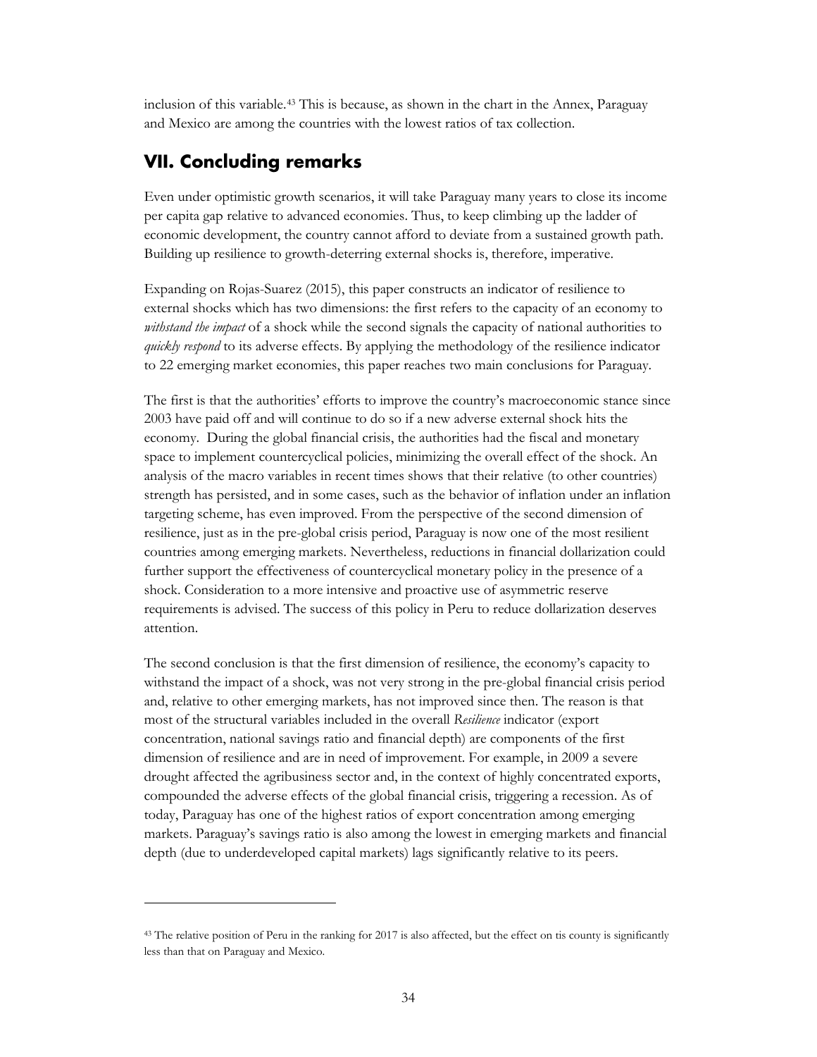inclusion of this variable.[43] This is because, as shown in the chart in the Annex, Paraguay and Mexico are among the countries with the lowest ratios of tax collection.

## VII. Concluding remarks

Even under optimistic growth scenarios, it will take Paraguay many years to close its income per capita gap relative to advanced economies. Thus, to keep climbing up the ladder of economic development, the country cannot afford to deviate from a sustained growth path. Building up resilience to growth-deterring external shocks is, therefore, imperative.

Expanding on Rojas-Suarez (2015), this paper constructs an indicator of resilience to external shocks which has two dimensions: the first refers to the capacity of an economy to *withstand the impact* of a shock while the second signals the capacity of national authorities to *quickly respond* to its adverse effects. By applying the methodology of the resilience indicator to 22 emerging market economies, this paper reaches two main conclusions for Paraguay.

The first is that the authorities' efforts to improve the country's macroeconomic stance since 2003 have paid off and will continue to do so if a new adverse external shock hits the economy. During the global financial crisis, the authorities had the fiscal and monetary space to implement countercyclical policies, minimizing the overall effect of the shock. An analysis of the macro variables in recent times shows that their relative (to other countries) strength has persisted, and in some cases, such as the behavior of inflation under an inflation targeting scheme, has even improved. From the perspective of the second dimension of resilience, just as in the pre-global crisis period, Paraguay is now one of the most resilient countries among emerging markets. Nevertheless, reductions in financial dollarization could further support the effectiveness of countercyclical monetary policy in the presence of a shock. Consideration to a more intensive and proactive use of asymmetric reserve requirements is advised. The success of this policy in Peru to reduce dollarization deserves attention.

The second conclusion is that the first dimension of resilience, the economy's capacity to withstand the impact of a shock, was not very strong in the pre-global financial crisis period and, relative to other emerging markets, has not improved since then. The reason is that most of the structural variables included in the overall *Resilience* indicator (export concentration, national savings ratio and financial depth) are components of the first dimension of resilience and are in need of improvement. For example, in 2009 a severe drought affected the agribusiness sector and, in the context of highly concentrated exports, compounded the adverse effects of the global financial crisis, triggering a recession. As of today, Paraguay has one of the highest ratios of export concentration among emerging markets. Paraguay's savings ratio is also among the lowest in emerging markets and financial depth (due to underdeveloped capital markets) lags significantly relative to its peers.

---

[43] The relative position of Peru in the ranking for 2017 is also affected, but the effect on tis county is significantly less than that on Paraguay and Mexico.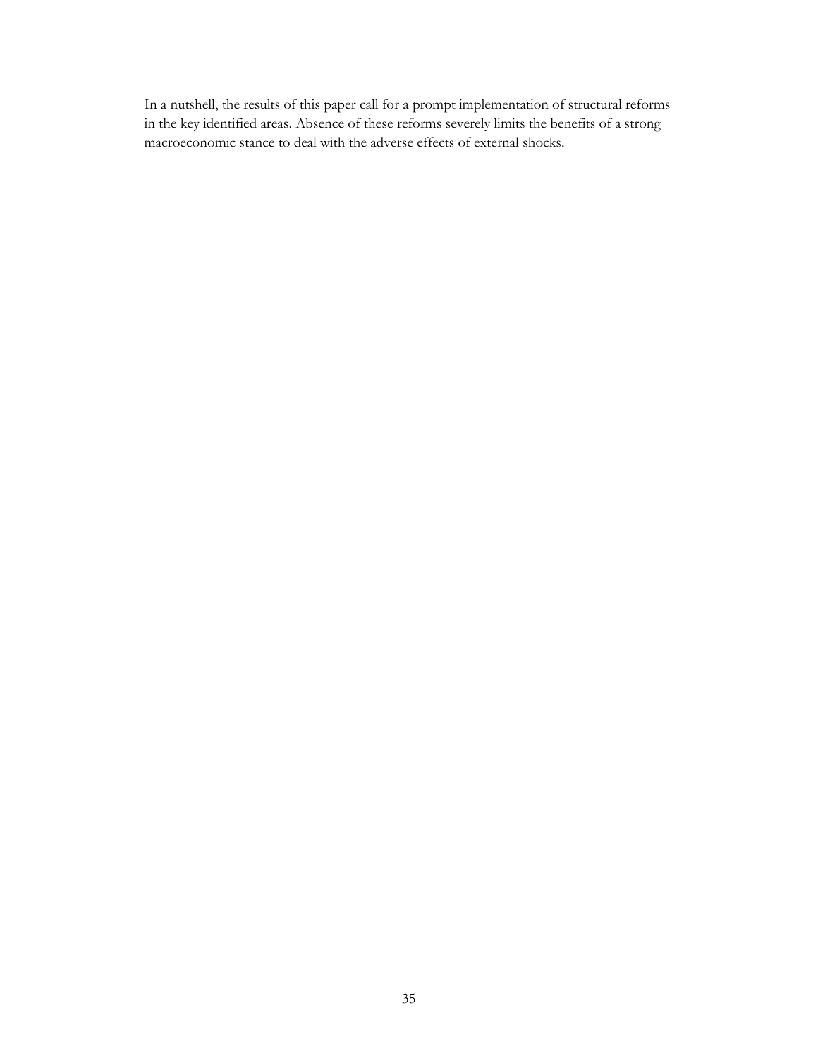In a nutshell, the results of this paper call for a prompt implementation of structural reforms in the key identified areas. Absence of these reforms severely limits the benefits of a strong macroeconomic stance to deal with the adverse effects of external shocks.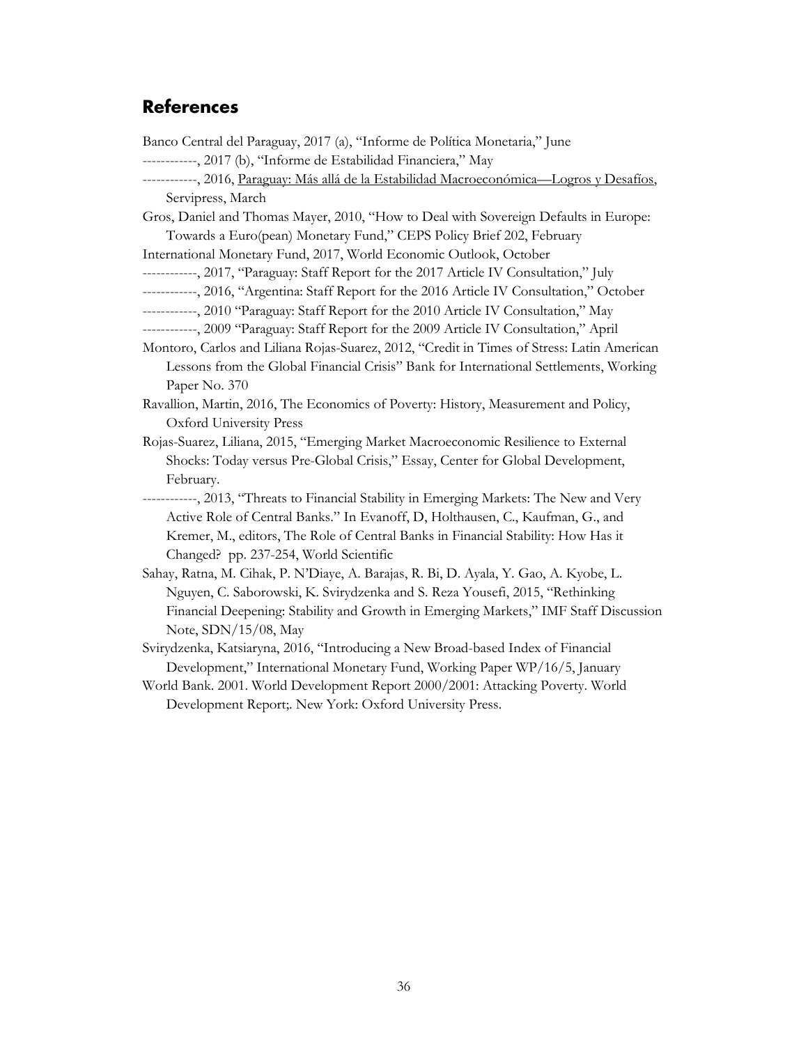## References

Banco Central del Paraguay, 2017 (a), "Informe de Política Monetaria," June

------------, 2017 (b), "Informe de Estabilidad Financiera," May

------------, 2016, Paraguay: Más allá de la Estabilidad Macroeconómica—Logros y Desafíos, Servipress, March

Gros, Daniel and Thomas Mayer, 2010, "How to Deal with Sovereign Defaults in Europe: Towards a Euro(pean) Monetary Fund," CEPS Policy Brief 202, February

International Monetary Fund, 2017, World Economic Outlook, October

------------, 2017, "Paraguay: Staff Report for the 2017 Article IV Consultation," July

------------, 2016, "Argentina: Staff Report for the 2016 Article IV Consultation," October

------------, 2010 "Paraguay: Staff Report for the 2010 Article IV Consultation," May

------------, 2009 "Paraguay: Staff Report for the 2009 Article IV Consultation," April

Montoro, Carlos and Liliana Rojas-Suarez, 2012, "Credit in Times of Stress: Latin American Lessons from the Global Financial Crisis" Bank for International Settlements, Working Paper No. 370

Ravallion, Martin, 2016, The Economics of Poverty: History, Measurement and Policy, Oxford University Press

Rojas-Suarez, Liliana, 2015, "Emerging Market Macroeconomic Resilience to External Shocks: Today versus Pre-Global Crisis," Essay, Center for Global Development, February.

------------, 2013, "Threats to Financial Stability in Emerging Markets: The New and Very Active Role of Central Banks." In Evanoff, D, Holthausen, C., Kaufman, G., and Kremer, M., editors, The Role of Central Banks in Financial Stability: How Has it Changed? pp. 237-254, World Scientific

Sahay, Ratna, M. Cihak, P. N'Diaye, A. Barajas, R. Bi, D. Ayala, Y. Gao, A. Kyobe, L. Nguyen, C. Saborowski, K. Svirydzenka and S. Reza Yousefi, 2015, "Rethinking Financial Deepening: Stability and Growth in Emerging Markets," IMF Staff Discussion Note, SDN/15/08, May

Svirydzenka, Katsiaryna, 2016, "Introducing a New Broad-based Index of Financial Development," International Monetary Fund, Working Paper WP/16/5, January

World Bank. 2001. World Development Report 2000/2001: Attacking Poverty. World Development Report;. New York: Oxford University Press.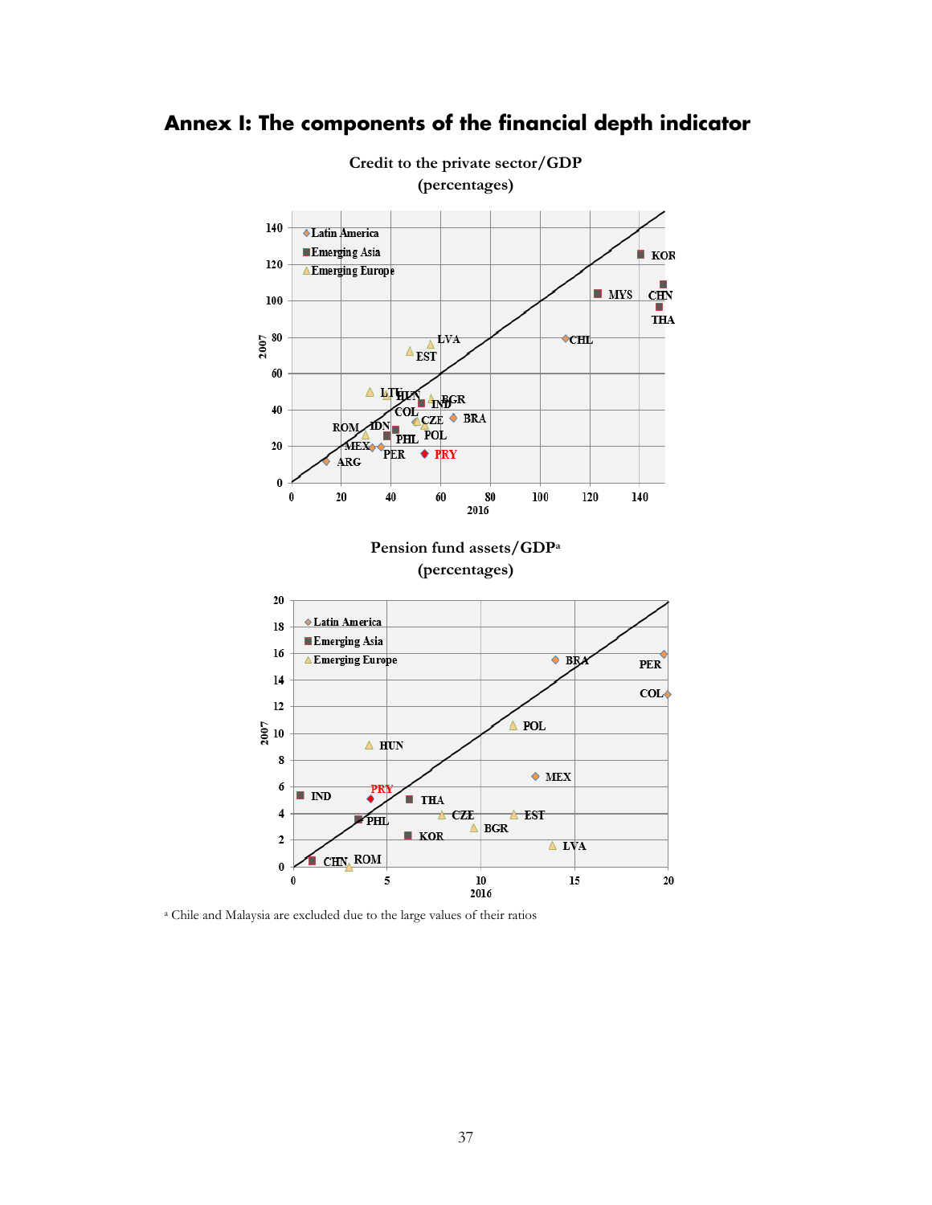# Annex I: The components of the financial depth indicator

**Credit to the private sector/GDP**
**(percentages)**

**Pension fund assets/GDP[a]**
**(percentages)**

[a] Chile and Malaysia are excluded due to the large values of their ratios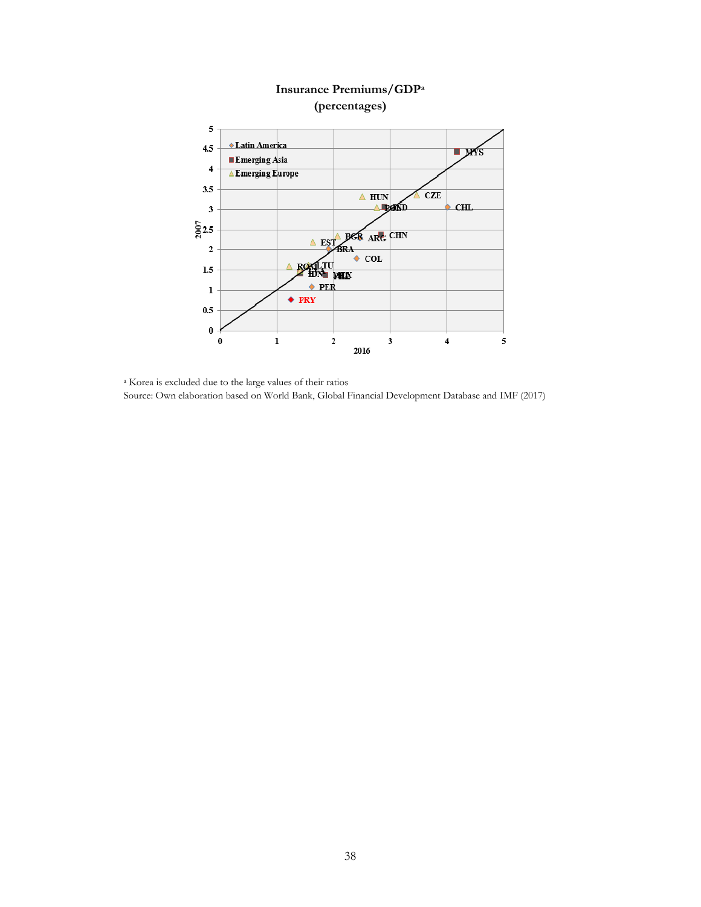**Insurance Premiums/GDP[a]**
**(percentages)**

[a] Korea is excluded due to the large values of their ratios

Source: Own elaboration based on World Bank, Global Financial Development Database and IMF (2017)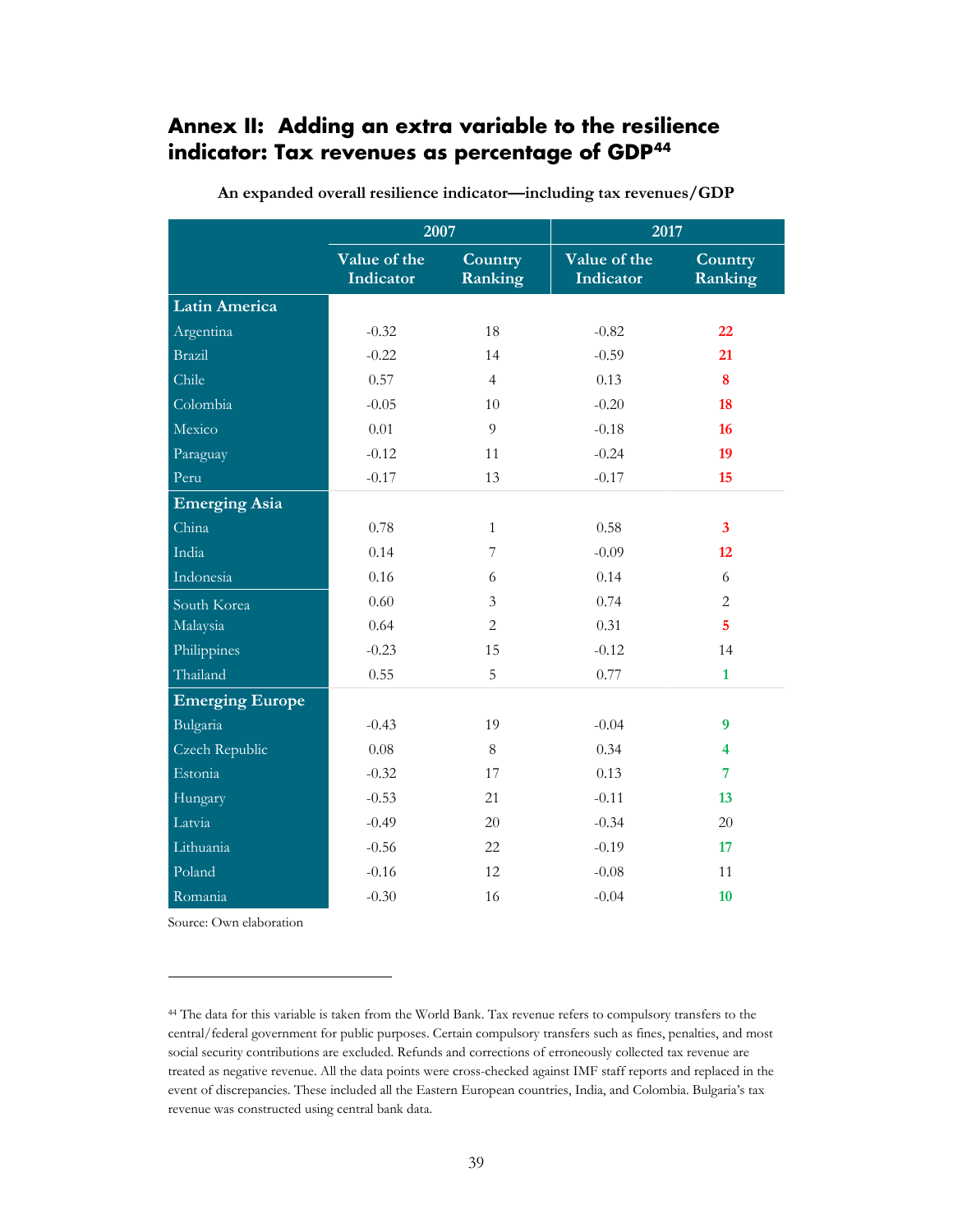# Annex II: Adding an extra variable to the resilience indicator: Tax revenues as percentage of GDP[44]

**An expanded overall resilience indicator—including tax revenues/GDP**

| | 2007 | | 2017 | |
|---|---|---|---|---|
| | Value of the Indicator | Country Ranking | Value of the Indicator | Country Ranking |
| **Latin America** | | | | |
| Argentina | -0.32 | 18 | -0.82 | 22 |
| Brazil | -0.22 | 14 | -0.59 | 21 |
| Chile | 0.57 | 4 | 0.13 | 8 |
| Colombia | -0.05 | 10 | -0.20 | 18 |
| Mexico | 0.01 | 9 | -0.18 | 16 |
| Paraguay | -0.12 | 11 | -0.24 | 19 |
| Peru | -0.17 | 13 | -0.17 | 15 |
| **Emerging Asia** | | | | |
| China | 0.78 | 1 | 0.58 | 3 |
| India | 0.14 | 7 | -0.09 | 12 |
| Indonesia | 0.16 | 6 | 0.14 | 6 |
| South Korea | 0.60 | 3 | 0.74 | 2 |
| Malaysia | 0.64 | 2 | 0.31 | 5 |
| Philippines | -0.23 | 15 | -0.12 | 14 |
| Thailand | 0.55 | 5 | 0.77 | 1 |
| **Emerging Europe** | | | | |
| Bulgaria | -0.43 | 19 | -0.04 | 9 |
| Czech Republic | 0.08 | 8 | 0.34 | 4 |
| Estonia | -0.32 | 17 | 0.13 | 7 |
| Hungary | -0.53 | 21 | -0.11 | 13 |
| Latvia | -0.49 | 20 | -0.34 | 20 |
| Lithuania | -0.56 | 22 | -0.19 | 17 |
| Poland | -0.16 | 12 | -0.08 | 11 |
| Romania | -0.30 | 16 | -0.04 | 10 |

Source: Own elaboration

[44] The data for this variable is taken from the World Bank. Tax revenue refers to compulsory transfers to the central/federal government for public purposes. Certain compulsory transfers such as fines, penalties, and most social security contributions are excluded. Refunds and corrections of erroneously collected tax revenue are treated as negative revenue. All the data points were cross-checked against IMF staff reports and replaced in the event of discrepancies. These included all the Eastern European countries, India, and Colombia. Bulgaria's tax revenue was constructed using central bank data.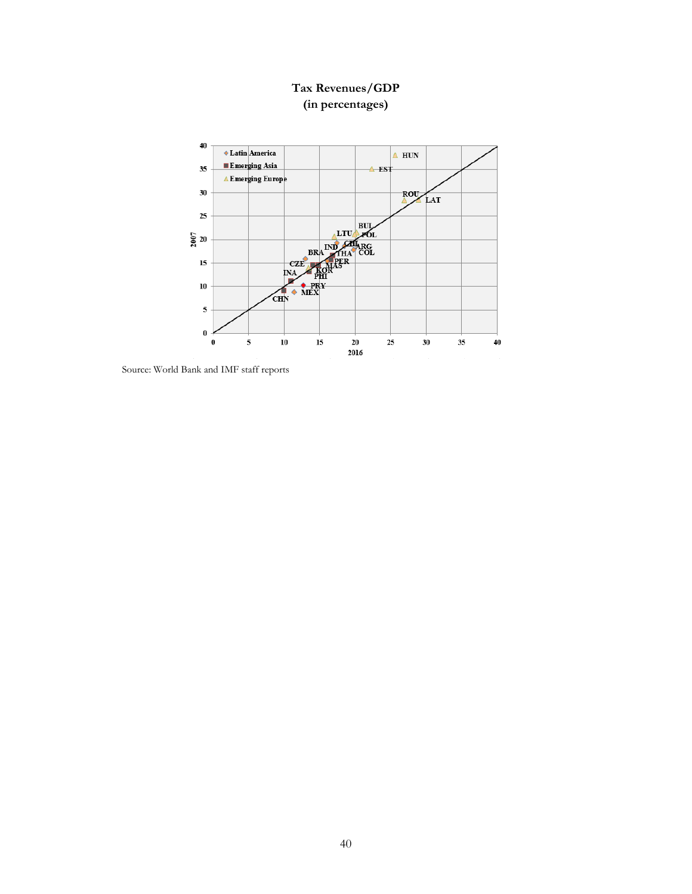**Tax Revenues/GDP**
**(in percentages)**

Latin America
Emerging Asia
Emerging Europe

HUN
EST
ROU
LAT
BUL
LTU
POL
CHL
ARG
COL
IND
BRA
THA
PER
CZE
MAS
KOR
INA
PHI
PRY
MEX
CHN

2007

0
5
10
15
20
25
30
35
40

2016

0
5
10
15
20
25
30
35
40

Source: World Bank and IMF staff reports